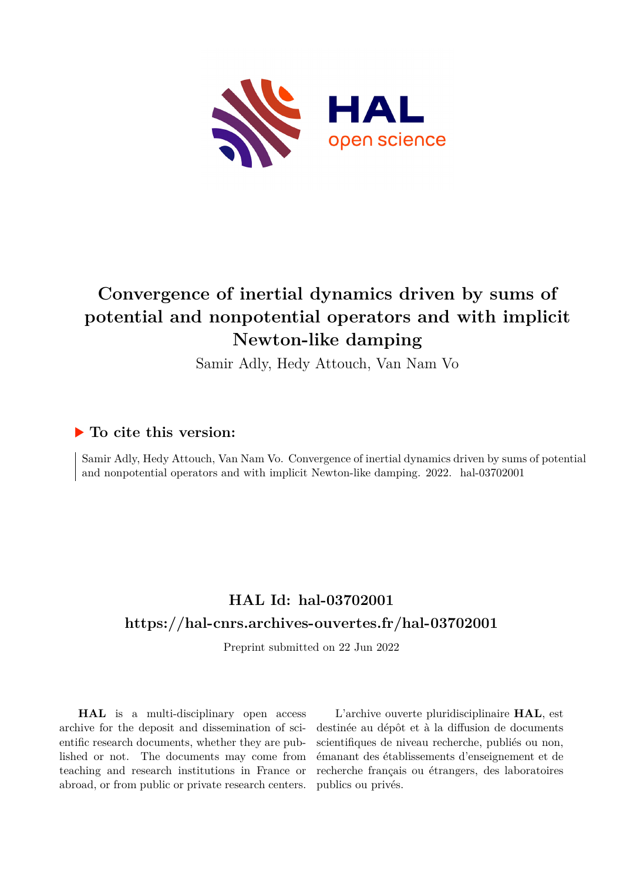# Convergence of inertial dynamics driven by sums of potential and nonpotential operators and with implicit Newton-like damping

Samir Adly, Hedy Attouch, Van Nam Vo

## ▶ To cite this version:

Samir Adly, Hedy Attouch, Van Nam Vo. Convergence of inertial dynamics driven by sums of potential and nonpotential operators and with implicit Newton-like damping. 2022. hal-03702001

## HAL Id: hal-03702001

## https://hal-cnrs.archives-ouvertes.fr/hal-03702001

Preprint submitted on 22 Jun 2022

**HAL** is a multi-disciplinary open access archive for the deposit and dissemination of scientific research documents, whether they are published or not. The documents may come from teaching and research institutions in France or abroad, or from public or private research centers.

L'archive ouverte pluridisciplinaire **HAL**, est destinée au dépôt et à la diffusion de documents scientifiques de niveau recherche, publiés ou non, émanant des établissements d'enseignement et de recherche français ou étrangers, des laboratoires publics ou privés.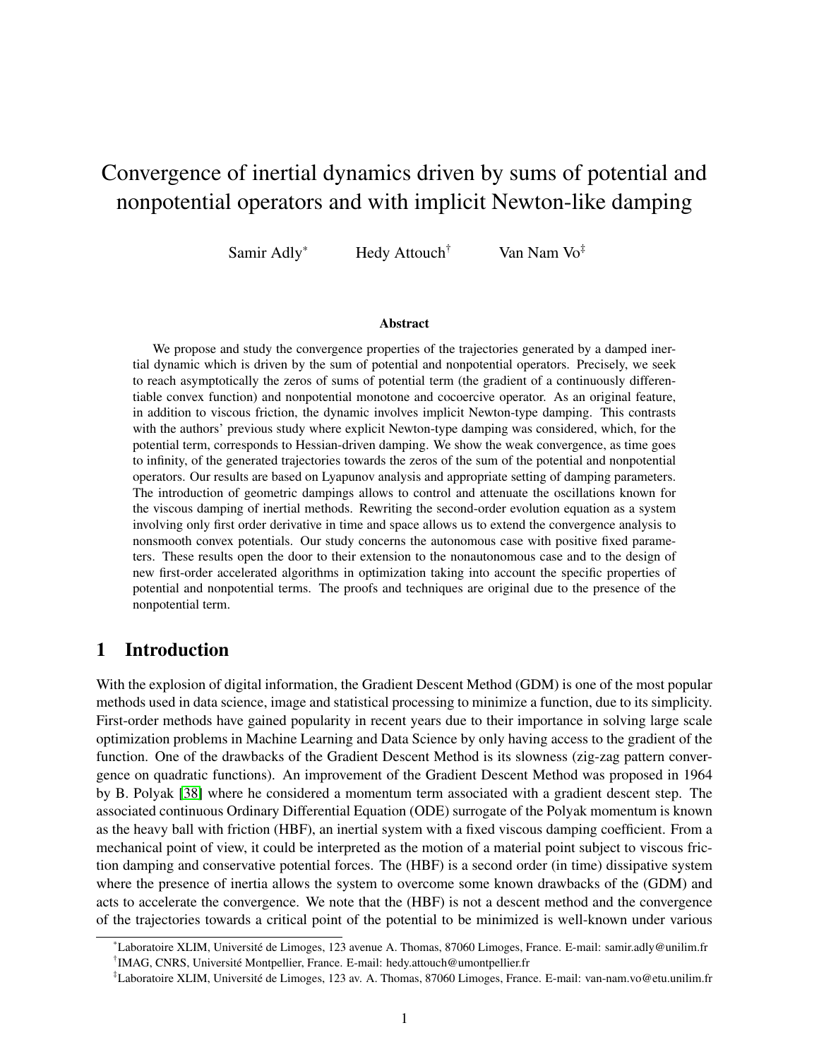# Convergence of inertial dynamics driven by sums of potential and nonpotential operators and with implicit Newton-like damping

Samir Adly[*] Hedy Attouch[†] Van Nam Vo[‡]

### Abstract

We propose and study the convergence properties of the trajectories generated by a damped inertial dynamic which is driven by the sum of potential and nonpotential operators. Precisely, we seek to reach asymptotically the zeros of sums of potential term (the gradient of a continuously differentiable convex function) and nonpotential monotone and cocoercive operator. As an original feature, in addition to viscous friction, the dynamic involves implicit Newton-type damping. This contrasts with the authors' previous study where explicit Newton-type damping was considered, which, for the potential term, corresponds to Hessian-driven damping. We show the weak convergence, as time goes to infinity, of the generated trajectories towards the zeros of the sum of the potential and nonpotential operators. Our results are based on Lyapunov analysis and appropriate setting of damping parameters. The introduction of geometric dampings allows to control and attenuate the oscillations known for the viscous damping of inertial methods. Rewriting the second-order evolution equation as a system involving only first order derivative in time and space allows us to extend the convergence analysis to nonsmooth convex potentials. Our study concerns the autonomous case with positive fixed parameters. These results open the door to their extension to the nonautonomous case and to the design of new first-order accelerated algorithms in optimization taking into account the specific properties of potential and nonpotential terms. The proofs and techniques are original due to the presence of the nonpotential term.

## 1 Introduction

With the explosion of digital information, the Gradient Descent Method (GDM) is one of the most popular methods used in data science, image and statistical processing to minimize a function, due to its simplicity. First-order methods have gained popularity in recent years due to their importance in solving large scale optimization problems in Machine Learning and Data Science by only having access to the gradient of the function. One of the drawbacks of the Gradient Descent Method is its slowness (zig-zag pattern convergence on quadratic functions). An improvement of the Gradient Descent Method was proposed in 1964 by B. Polyak [38] where he considered a momentum term associated with a gradient descent step. The associated continuous Ordinary Differential Equation (ODE) surrogate of the Polyak momentum is known as the heavy ball with friction (HBF), an inertial system with a fixed viscous damping coefficient. From a mechanical point of view, it could be interpreted as the motion of a material point subject to viscous friction damping and conservative potential forces. The (HBF) is a second order (in time) dissipative system where the presence of inertia allows the system to overcome some known drawbacks of the (GDM) and acts to accelerate the convergence. We note that the (HBF) is not a descent method and the convergence of the trajectories towards a critical point of the potential to be minimized is well-known under various

---

[*] Laboratoire XLIM, Université de Limoges, 123 avenue A. Thomas, 87060 Limoges, France. E-mail: samir.adly@unilim.fr

[†] IMAG, CNRS, Université Montpellier, France. E-mail: hedy.attouch@umontpellier.fr

[‡] Laboratoire XLIM, Université de Limoges, 123 av. A. Thomas, 87060 Limoges, France. E-mail: van-nam.vo@etu.unilim.fr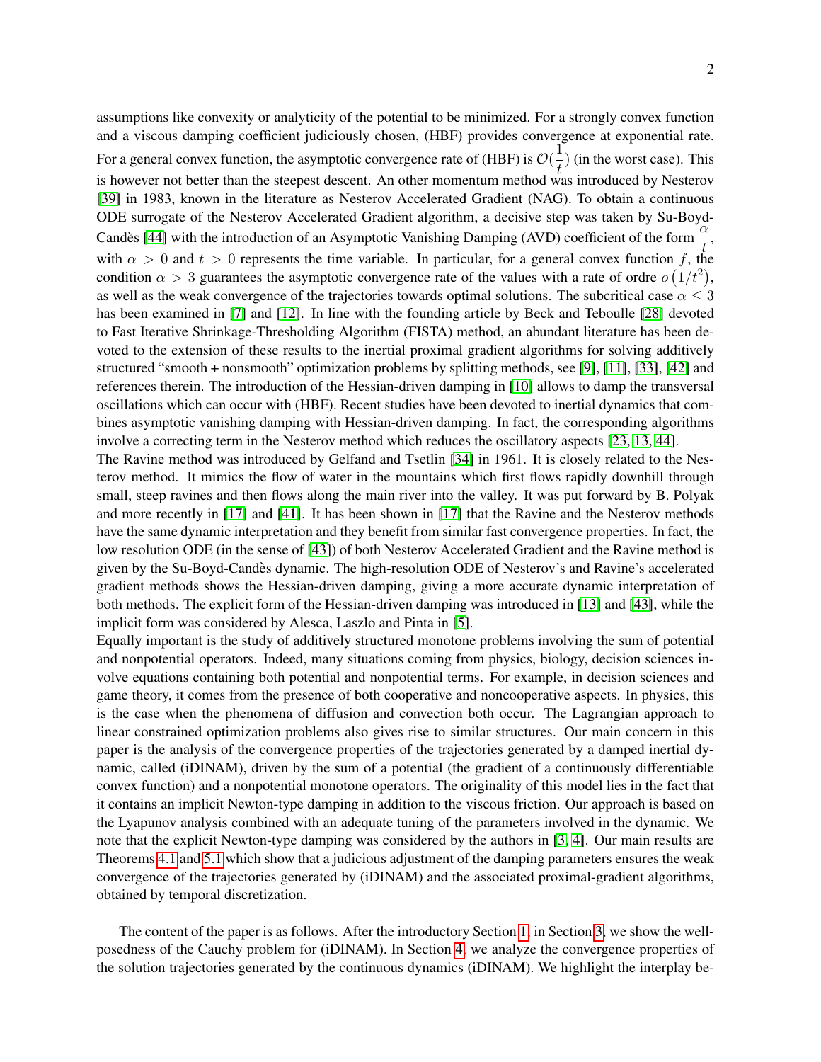assumptions like convexity or analyticity of the potential to be minimized. For a strongly convex function and a viscous damping coefficient judiciously chosen, (HBF) provides convergence at exponential rate. For a general convex function, the asymptotic convergence rate of (HBF) is $\mathcal{O}(\frac{1}{t})$ (in the worst case). This is however not better than the steepest descent. An other momentum method was introduced by Nesterov [39] in 1983, known in the literature as Nesterov Accelerated Gradient (NAG). To obtain a continuous ODE surrogate of the Nesterov Accelerated Gradient algorithm, a decisive step was taken by Su-Boyd-Candès [44] with the introduction of an Asymptotic Vanishing Damping (AVD) coefficient of the form $\frac{\alpha}{t}$, with $\alpha > 0$ and $t > 0$ represents the time variable. In particular, for a general convex function $f$, the condition $\alpha > 3$ guarantees the asymptotic convergence rate of the values with a rate of ordre $o\left(1/t^2\right)$, as well as the weak convergence of the trajectories towards optimal solutions. The subcritical case $\alpha \leq 3$ has been examined in [7] and [12]. In line with the founding article by Beck and Teboulle [28] devoted to Fast Iterative Shrinkage-Thresholding Algorithm (FISTA) method, an abundant literature has been devoted to the extension of these results to the inertial proximal gradient algorithms for solving additively structured "smooth + nonsmooth" optimization problems by splitting methods, see [9], [11], [33], [42] and references therein. The introduction of the Hessian-driven damping in [10] allows to damp the transversal oscillations which can occur with (HBF). Recent studies have been devoted to inertial dynamics that combines asymptotic vanishing damping with Hessian-driven damping. In fact, the corresponding algorithms involve a correcting term in the Nesterov method which reduces the oscillatory aspects [23, 13, 44].
The Ravine method was introduced by Gelfand and Tsetlin [34] in 1961. It is closely related to the Nesterov method. It mimics the flow of water in the mountains which first flows rapidly downhill through small, steep ravines and then flows along the main river into the valley. It was put forward by B. Polyak and more recently in [17] and [41]. It has been shown in [17] that the Ravine and the Nesterov methods have the same dynamic interpretation and they benefit from similar fast convergence properties. In fact, the low resolution ODE (in the sense of [43]) of both Nesterov Accelerated Gradient and the Ravine method is given by the Su-Boyd-Candès dynamic. The high-resolution ODE of Nesterov's and Ravine's accelerated gradient methods shows the Hessian-driven damping, giving a more accurate dynamic interpretation of both methods. The explicit form of the Hessian-driven damping was introduced in [13] and [43], while the implicit form was considered by Alesca, Laszlo and Pinta in [5].
Equally important is the study of additively structured monotone problems involving the sum of potential and nonpotential operators. Indeed, many situations coming from physics, biology, decision sciences involve equations containing both potential and nonpotential terms. For example, in decision sciences and game theory, it comes from the presence of both cooperative and noncooperative aspects. In physics, this is the case when the phenomena of diffusion and convection both occur. The Lagrangian approach to linear constrained optimization problems also gives rise to similar structures. Our main concern in this paper is the analysis of the convergence properties of the trajectories generated by a damped inertial dynamic, called (iDINAM), driven by the sum of a potential (the gradient of a continuously differentiable convex function) and a nonpotential monotone operators. The originality of this model lies in the fact that it contains an implicit Newton-type damping in addition to the viscous friction. Our approach is based on the Lyapunov analysis combined with an adequate tuning of the parameters involved in the dynamic. We note that the explicit Newton-type damping was considered by the authors in [3, 4]. Our main results are Theorems 4.1 and 5.1 which show that a judicious adjustment of the damping parameters ensures the weak convergence of the trajectories generated by (iDINAM) and the associated proximal-gradient algorithms, obtained by temporal discretization.

The content of the paper is as follows. After the introductory Section 1, in Section 3, we show the well-posedness of the Cauchy problem for (iDINAM). In Section 4, we analyze the convergence properties of the solution trajectories generated by the continuous dynamics (iDINAM). We highlight the interplay be-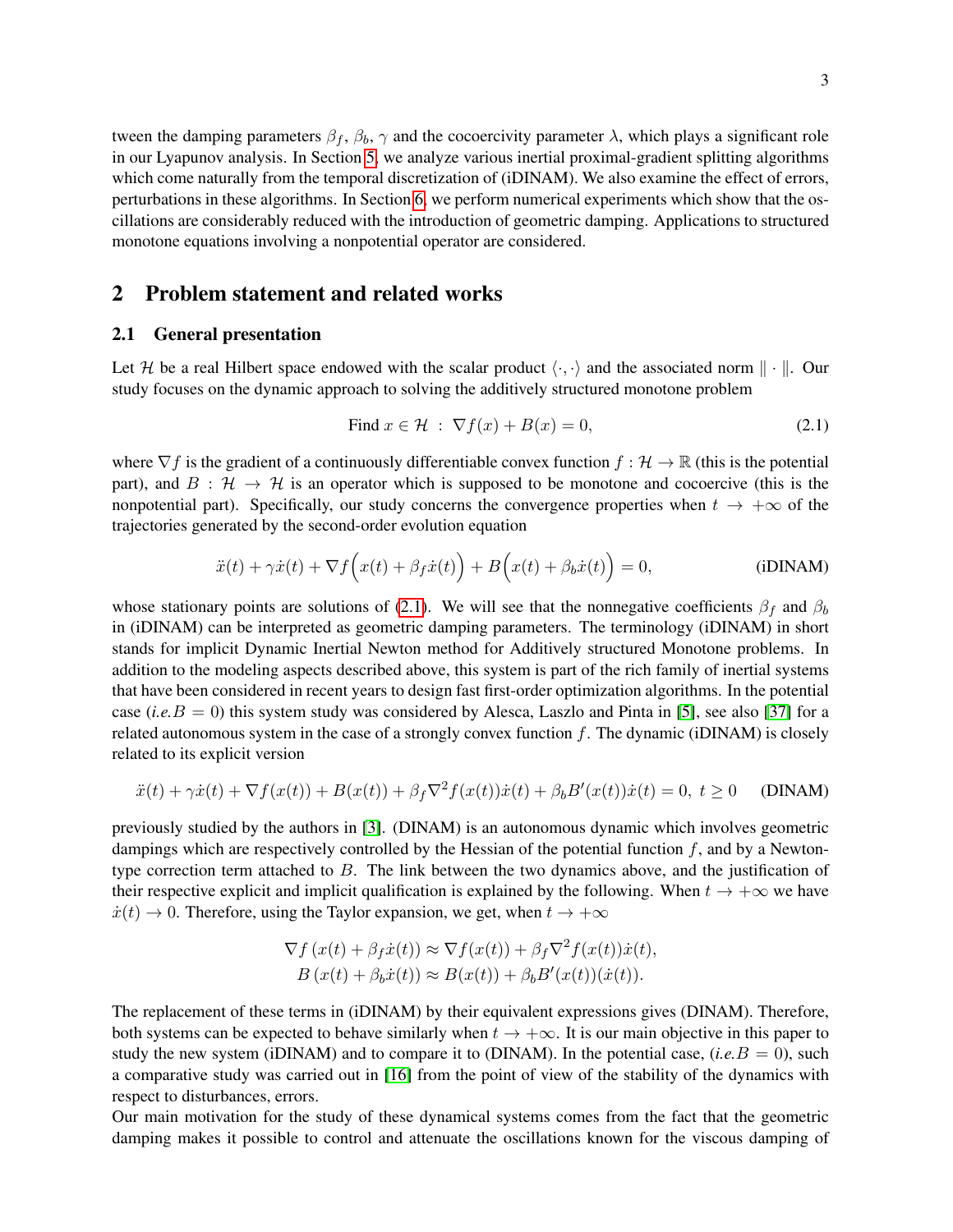tween the damping parameters $\beta_f$, $\beta_b$, $\gamma$ and the cocoercivity parameter $\lambda$, which plays a significant role in our Lyapunov analysis. In Section 5, we analyze various inertial proximal-gradient splitting algorithms which come naturally from the temporal discretization of (iDINAM). We also examine the effect of errors, perturbations in these algorithms. In Section 6, we perform numerical experiments which show that the oscillations are considerably reduced with the introduction of geometric damping. Applications to structured monotone equations involving a nonpotential operator are considered.

## 2 Problem statement and related works

### 2.1 General presentation

Let $\mathcal{H}$ be a real Hilbert space endowed with the scalar product $\langle \cdot, \cdot \rangle$ and the associated norm $\| \cdot \|$. Our study focuses on the dynamic approach to solving the additively structured monotone problem

$$\text{Find } x \in \mathcal{H} \ : \ \nabla f(x) + B(x) = 0, \tag{2.1}$$

where $\nabla f$ is the gradient of a continuously differentiable convex function $f : \mathcal{H} \to \mathbb{R}$ (this is the potential part), and $B : \mathcal{H} \to \mathcal{H}$ is an operator which is supposed to be monotone and cocoercive (this is the nonpotential part). Specifically, our study concerns the convergence properties when $t \to +\infty$ of the trajectories generated by the second-order evolution equation

$$\ddot{x}(t) + \gamma \dot{x}(t) + \nabla f\Big(x(t) + \beta_f \dot{x}(t)\Big) + B\Big(x(t) + \beta_b \dot{x}(t)\Big) = 0, \tag{iDINAM}$$

whose stationary points are solutions of (2.1). We will see that the nonnegative coefficients $\beta_f$ and $\beta_b$ in (iDINAM) can be interpreted as geometric damping parameters. The terminology (iDINAM) in short stands for implicit Dynamic Inertial Newton method for Additively structured Monotone problems. In addition to the modeling aspects described above, this system is part of the rich family of inertial systems that have been considered in recent years to design fast first-order optimization algorithms. In the potential case (*i.e.* $B = 0$) this system study was considered by Alesca, Laszlo and Pinta in [5], see also [37] for a related autonomous system in the case of a strongly convex function $f$. The dynamic (iDINAM) is closely related to its explicit version

$$\ddot{x}(t) + \gamma \dot{x}(t) + \nabla f(x(t)) + B(x(t)) + \beta_f \nabla^2 f(x(t))\dot{x}(t) + \beta_b B'(x(t))\dot{x}(t) = 0, \ t \geq 0 \tag{DINAM}$$

previously studied by the authors in [3]. (DINAM) is an autonomous dynamic which involves geometric dampings which are respectively controlled by the Hessian of the potential function $f$, and by a Newton-type correction term attached to $B$. The link between the two dynamics above, and the justification of their respective explicit and implicit qualification is explained by the following. When $t \to +\infty$ we have $\dot{x}(t) \to 0$. Therefore, using the Taylor expansion, we get, when $t \to +\infty$

$$\begin{aligned}
\nabla f\left(x(t) + \beta_f \dot{x}(t)\right) &\approx \nabla f(x(t)) + \beta_f \nabla^2 f(x(t))\dot{x}(t), \\
B\left(x(t) + \beta_b \dot{x}(t)\right) &\approx B(x(t)) + \beta_b B'(x(t))(\dot{x}(t)).
\end{aligned}$$

The replacement of these terms in (iDINAM) by their equivalent expressions gives (DINAM). Therefore, both systems can be expected to behave similarly when $t \to +\infty$. It is our main objective in this paper to study the new system (iDINAM) and to compare it to (DINAM). In the potential case, (*i.e.* $B = 0$), such a comparative study was carried out in [16] from the point of view of the stability of the dynamics with respect to disturbances, errors.

Our main motivation for the study of these dynamical systems comes from the fact that the geometric damping makes it possible to control and attenuate the oscillations known for the viscous damping of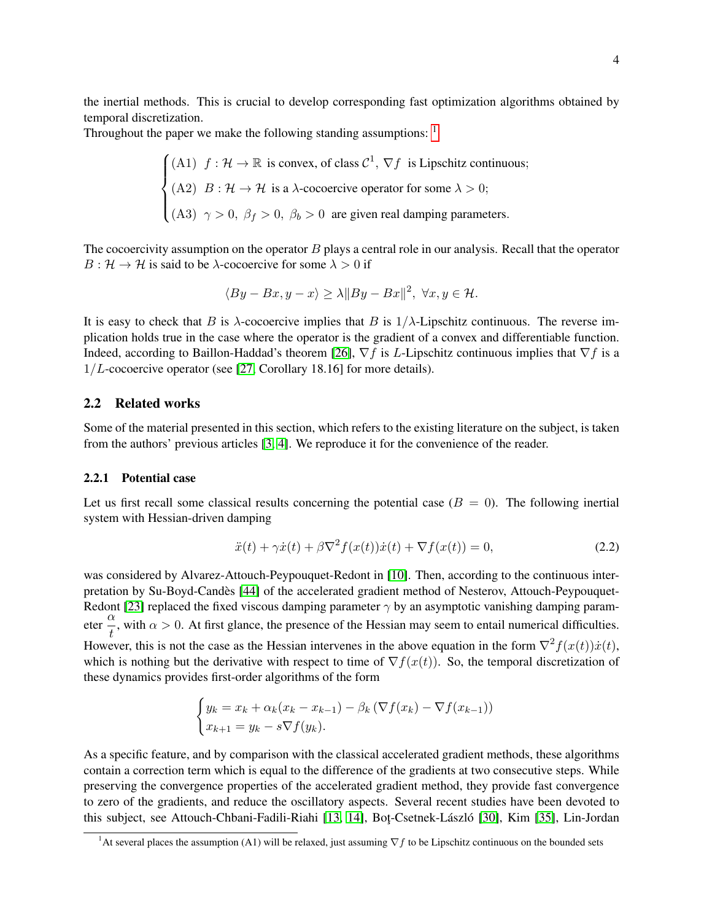the inertial methods. This is crucial to develop corresponding fast optimization algorithms obtained by temporal discretization.

Throughout the paper we make the following standing assumptions: [1]

$$
\begin{cases}
\text{(A1)} \;\; f : \mathcal{H} \to \mathbb{R} \text{ is convex, of class } \mathcal{C}^1,\ \nabla f \text{ is Lipschitz continuous;} \\
\text{(A2)} \;\; B : \mathcal{H} \to \mathcal{H} \text{ is a } \lambda\text{-cocoercive operator for some } \lambda > 0; \\
\text{(A3)} \;\; \gamma > 0,\ \beta_f > 0,\ \beta_b > 0 \text{ are given real damping parameters.}
\end{cases}
$$

The cocoercivity assumption on the operator $B$ plays a central role in our analysis. Recall that the operator $B : \mathcal{H} \to \mathcal{H}$ is said to be $\lambda$-cocoercive for some $\lambda > 0$ if

$$
\langle By - Bx, y - x \rangle \geq \lambda \|By - Bx\|^2, \ \forall x, y \in \mathcal{H}.
$$

It is easy to check that $B$ is $\lambda$-cocoercive implies that $B$ is $1/\lambda$-Lipschitz continuous. The reverse implication holds true in the case where the operator is the gradient of a convex and differentiable function. Indeed, according to Baillon-Haddad's theorem [26], $\nabla f$ is $L$-Lipschitz continuous implies that $\nabla f$ is a $1/L$-cocoercive operator (see [27, Corollary 18.16] for more details).

## 2.2 Related works

Some of the material presented in this section, which refers to the existing literature on the subject, is taken from the authors' previous articles [3, 4]. We reproduce it for the convenience of the reader.

### 2.2.1 Potential case

Let us first recall some classical results concerning the potential case ($B = 0$). The following inertial system with Hessian-driven damping

$$
\ddot{x}(t) + \gamma \dot{x}(t) + \beta \nabla^2 f(x(t)) \dot{x}(t) + \nabla f(x(t)) = 0, \tag{2.2}
$$

was considered by Alvarez-Attouch-Peypouquet-Redont in [10]. Then, according to the continuous interpretation by Su-Boyd-Candès [44] of the accelerated gradient method of Nesterov, Attouch-Peypouquet-Redont [23] replaced the fixed viscous damping parameter $\gamma$ by an asymptotic vanishing damping parameter $\frac{\alpha}{t}$, with $\alpha > 0$. At first glance, the presence of the Hessian may seem to entail numerical difficulties. However, this is not the case as the Hessian intervenes in the above equation in the form $\nabla^2 f(x(t))\dot{x}(t)$, which is nothing but the derivative with respect to time of $\nabla f(x(t))$. So, the temporal discretization of these dynamics provides first-order algorithms of the form

$$
\begin{cases}
y_k = x_k + \alpha_k (x_k - x_{k-1}) - \beta_k \left( \nabla f(x_k) - \nabla f(x_{k-1}) \right) \\
x_{k+1} = y_k - s \nabla f(y_k).
\end{cases}
$$

As a specific feature, and by comparison with the classical accelerated gradient methods, these algorithms contain a correction term which is equal to the difference of the gradients at two consecutive steps. While preserving the convergence properties of the accelerated gradient method, they provide fast convergence to zero of the gradients, and reduce the oscillatory aspects. Several recent studies have been devoted to this subject, see Attouch-Chbani-Fadili-Riahi [13, 14], Boţ-Csetnek-László [30], Kim [35], Lin-Jordan

[1] At several places the assumption (A1) will be relaxed, just assuming $\nabla f$ to be Lipschitz continuous on the bounded sets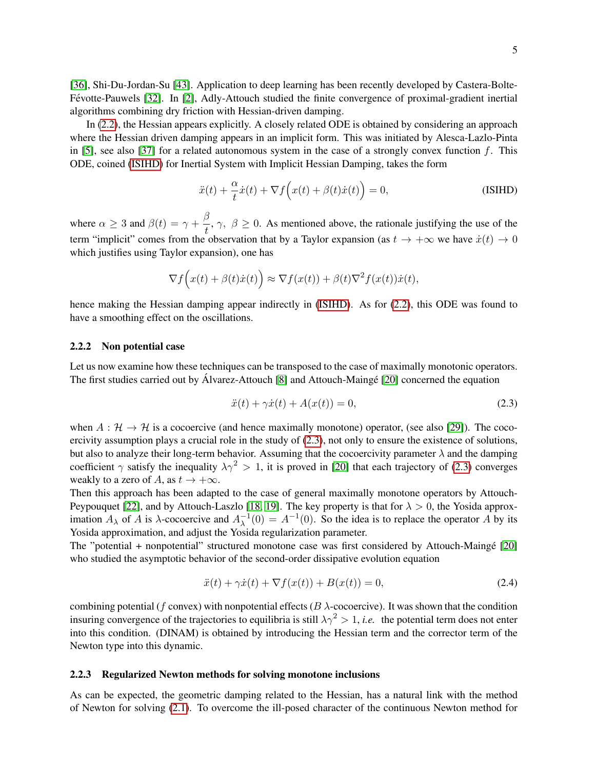[36], Shi-Du-Jordan-Su [43]. Application to deep learning has been recently developed by Castera-Bolte-Févotte-Pauwels [32]. In [2], Adly-Attouch studied the finite convergence of proximal-gradient inertial algorithms combining dry friction with Hessian-driven damping.

In (2.2), the Hessian appears explicitly. A closely related ODE is obtained by considering an approach where the Hessian driven damping appears in an implicit form. This was initiated by Alesca-Lazlo-Pinta in [5], see also [37] for a related autonomous system in the case of a strongly convex function $f$. This ODE, coined (ISIHD) for Inertial System with Implicit Hessian Damping, takes the form

$$\ddot{x}(t) + \frac{\alpha}{t}\dot{x}(t) + \nabla f\Big(x(t) + \beta(t)\dot{x}(t)\Big) = 0, \tag{ISIHD}$$

where $\alpha \geq 3$ and $\beta(t) = \gamma + \dfrac{\beta}{t}$, $\gamma,\ \beta \geq 0$. As mentioned above, the rationale justifying the use of the term "implicit" comes from the observation that by a Taylor expansion (as $t \to +\infty$ we have $\dot{x}(t) \to 0$ which justifies using Taylor expansion), one has

$$\nabla f\Big(x(t) + \beta(t)\dot{x}(t)\Big) \approx \nabla f(x(t)) + \beta(t)\nabla^2 f(x(t))\dot{x}(t),$$

hence making the Hessian damping appear indirectly in (ISIHD). As for (2.2), this ODE was found to have a smoothing effect on the oscillations.

### 2.2.2 Non potential case

Let us now examine how these techniques can be transposed to the case of maximally monotonic operators. The first studies carried out by Álvarez-Attouch [8] and Attouch-Maingé [20] concerned the equation

$$\ddot{x}(t) + \gamma\dot{x}(t) + A(x(t)) = 0, \tag{2.3}$$

when $A : \mathcal{H} \to \mathcal{H}$ is a cocoercive (and hence maximally monotone) operator, (see also [29]). The cocoercivity assumption plays a crucial role in the study of (2.3), not only to ensure the existence of solutions, but also to analyze their long-term behavior. Assuming that the cocoercivity parameter $\lambda$ and the damping coefficient $\gamma$ satisfy the inequality $\lambda\gamma^2 > 1$, it is proved in [20] that each trajectory of (2.3) converges weakly to a zero of $A$, as $t \to +\infty$.

Then this approach has been adapted to the case of general maximally monotone operators by Attouch-Peypouquet [22], and by Attouch-Laszlo [18, 19]. The key property is that for $\lambda > 0$, the Yosida approximation $A_\lambda$ of $A$ is $\lambda$-cocoercive and $A_\lambda^{-1}(0) = A^{-1}(0)$. So the idea is to replace the operator $A$ by its Yosida approximation, and adjust the Yosida regularization parameter.

The "potential + nonpotential" structured monotone case was first considered by Attouch-Maingé [20] who studied the asymptotic behavior of the second-order dissipative evolution equation

$$\ddot{x}(t) + \gamma\dot{x}(t) + \nabla f(x(t)) + B(x(t)) = 0, \tag{2.4}$$

combining potential ($f$ convex) with nonpotential effects ($B$ $\lambda$-cocoercive). It was shown that the condition insuring convergence of the trajectories to equilibria is still $\lambda\gamma^2 > 1$, *i.e.* the potential term does not enter into this condition. (DINAM) is obtained by introducing the Hessian term and the corrector term of the Newton type into this dynamic.

### 2.2.3 Regularized Newton methods for solving monotone inclusions

As can be expected, the geometric damping related to the Hessian, has a natural link with the method of Newton for solving (2.1). To overcome the ill-posed character of the continuous Newton method for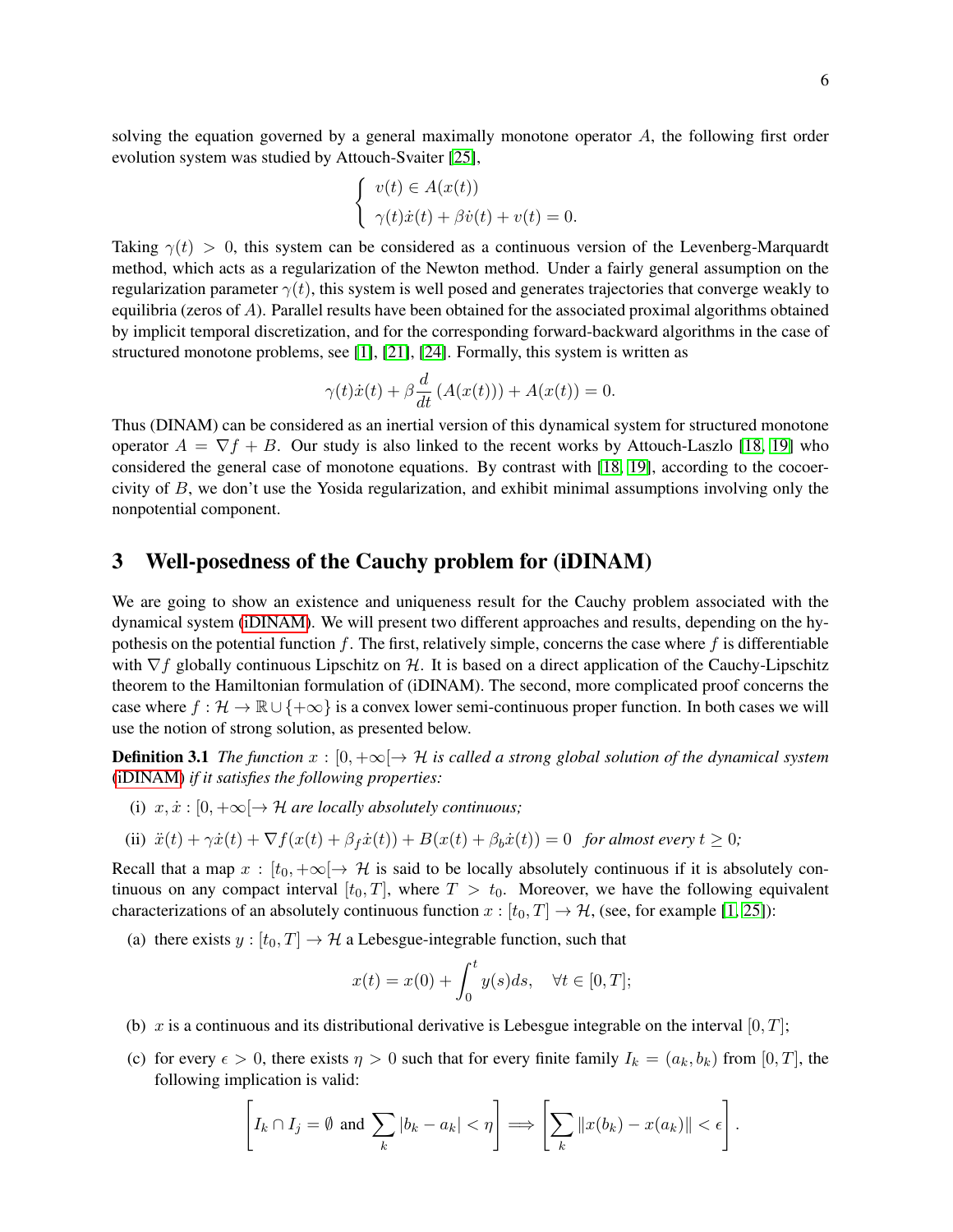solving the equation governed by a general maximally monotone operator $A$, the following first order evolution system was studied by Attouch-Svaiter [25],

$$\begin{cases} v(t) \in A(x(t)) \\ \gamma(t)\dot{x}(t) + \beta\dot{v}(t) + v(t) = 0. \end{cases}$$

Taking $\gamma(t) > 0$, this system can be considered as a continuous version of the Levenberg-Marquardt method, which acts as a regularization of the Newton method. Under a fairly general assumption on the regularization parameter $\gamma(t)$, this system is well posed and generates trajectories that converge weakly to equilibria (zeros of $A$). Parallel results have been obtained for the associated proximal algorithms obtained by implicit temporal discretization, and for the corresponding forward-backward algorithms in the case of structured monotone problems, see [1], [21], [24]. Formally, this system is written as

$$\gamma(t)\dot{x}(t) + \beta\frac{d}{dt}\left(A(x(t))\right) + A(x(t)) = 0.$$

Thus (DINAM) can be considered as an inertial version of this dynamical system for structured monotone operator $A = \nabla f + B$. Our study is also linked to the recent works by Attouch-Laszlo [18, 19] who considered the general case of monotone equations. By contrast with [18, 19], according to the cocoercivity of $B$, we don't use the Yosida regularization, and exhibit minimal assumptions involving only the nonpotential component.

## 3 Well-posedness of the Cauchy problem for (iDINAM)

We are going to show an existence and uniqueness result for the Cauchy problem associated with the dynamical system (iDINAM). We will present two different approaches and results, depending on the hypothesis on the potential function $f$. The first, relatively simple, concerns the case where $f$ is differentiable with $\nabla f$ globally continuous Lipschitz on $\mathcal{H}$. It is based on a direct application of the Cauchy-Lipschitz theorem to the Hamiltonian formulation of (iDINAM). The second, more complicated proof concerns the case where $f : \mathcal{H} \to \mathbb{R} \cup \{+\infty\}$ is a convex lower semi-continuous proper function. In both cases we will use the notion of strong solution, as presented below.

**Definition 3.1** *The function $x : [0, +\infty[ \to \mathcal{H}$ is called a strong global solution of the dynamical system (iDINAM) if it satisfies the following properties:*

(i) *$x, \dot{x} : [0, +\infty[ \to \mathcal{H}$ are locally absolutely continuous;*

(ii) $\ddot{x}(t) + \gamma\dot{x}(t) + \nabla f(x(t) + \beta_f \dot{x}(t)) + B(x(t) + \beta_b \dot{x}(t)) = 0$ *for almost every $t \geq 0$;*

Recall that a map $x : [t_0, +\infty[ \to \mathcal{H}$ is said to be locally absolutely continuous if it is absolutely continuous on any compact interval $[t_0, T]$, where $T > t_0$. Moreover, we have the following equivalent characterizations of an absolutely continuous function $x : [t_0, T] \to \mathcal{H}$, (see, for example [1, 25]):

(a) there exists $y : [t_0, T] \to \mathcal{H}$ a Lebesgue-integrable function, such that

$$x(t) = x(0) + \int_0^t y(s)ds, \quad \forall t \in [0, T];$$

(b) $x$ is a continuous and its distributional derivative is Lebesgue integrable on the interval $[0, T]$;

(c) for every $\epsilon > 0$, there exists $\eta > 0$ such that for every finite family $I_k = (a_k, b_k)$ from $[0, T]$, the following implication is valid:

$$\left[ I_k \cap I_j = \emptyset \text{ and } \sum_k |b_k - a_k| < \eta \right] \Longrightarrow \left[ \sum_k \|x(b_k) - x(a_k)\| < \epsilon \right].$$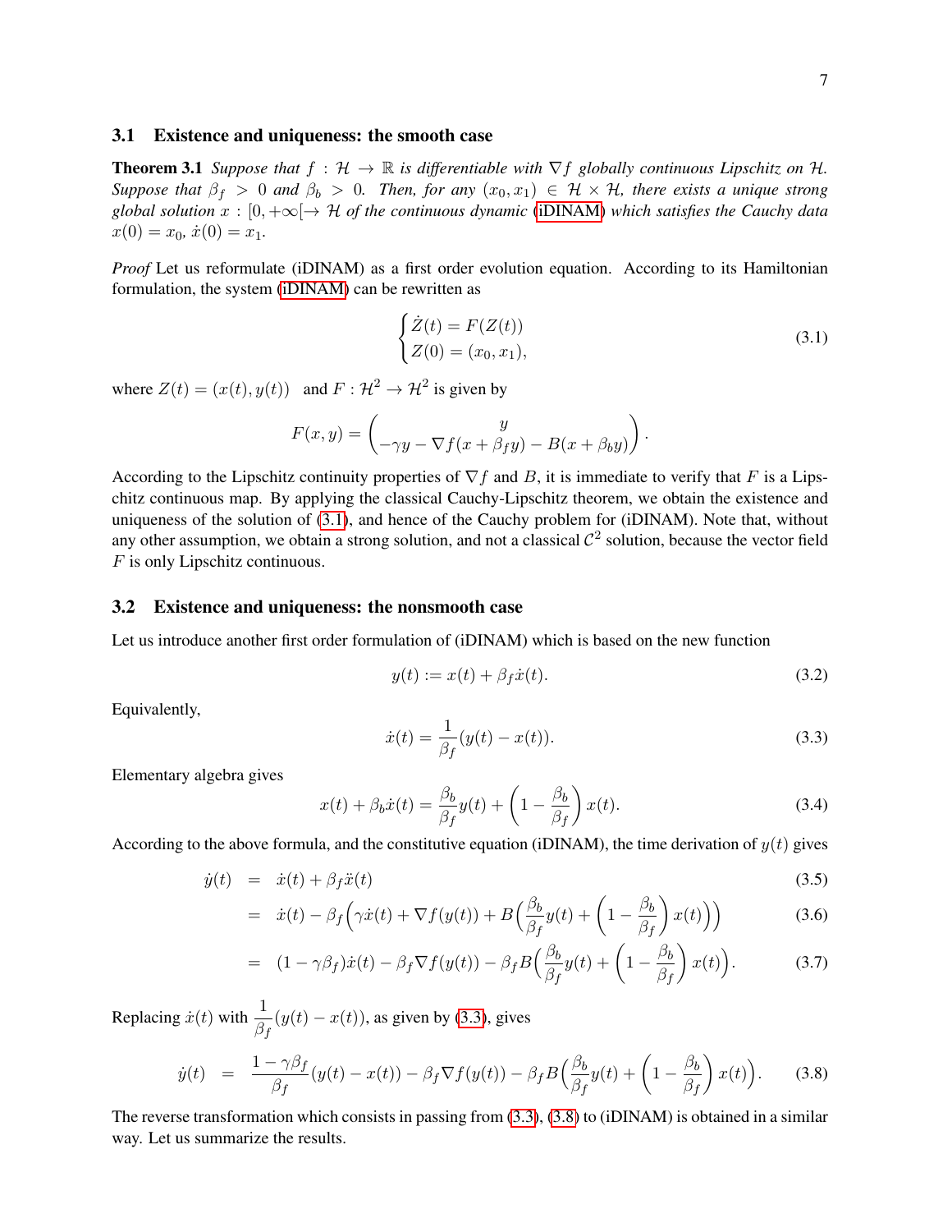### 3.1 Existence and uniqueness: the smooth case

**Theorem 3.1** *Suppose that $f : \mathcal{H} \to \mathbb{R}$ is differentiable with $\nabla f$ globally continuous Lipschitz on $\mathcal{H}$. Suppose that $\beta_f > 0$ and $\beta_b > 0$. Then, for any $(x_0, x_1) \in \mathcal{H} \times \mathcal{H}$, there exists a unique strong global solution $x : [0, +\infty[ \to \mathcal{H}$ of the continuous dynamic (iDINAM) which satisfies the Cauchy data $x(0) = x_0$, $\dot{x}(0) = x_1$.*

*Proof* Let us reformulate (iDINAM) as a first order evolution equation. According to its Hamiltonian formulation, the system (iDINAM) can be rewritten as

$$
\begin{cases} \dot{Z}(t) = F(Z(t)) \\ Z(0) = (x_0, x_1), \end{cases} \tag{3.1}
$$

where $Z(t) = (x(t), y(t))$ and $F : \mathcal{H}^2 \to \mathcal{H}^2$ is given by

$$
F(x, y) = \begin{pmatrix} y \\ -\gamma y - \nabla f(x + \beta_f y) - B(x + \beta_b y) \end{pmatrix}.
$$

According to the Lipschitz continuity properties of $\nabla f$ and $B$, it is immediate to verify that $F$ is a Lipschitz continuous map. By applying the classical Cauchy-Lipschitz theorem, we obtain the existence and uniqueness of the solution of (3.1), and hence of the Cauchy problem for (iDINAM). Note that, without any other assumption, we obtain a strong solution, and not a classical $\mathcal{C}^2$ solution, because the vector field $F$ is only Lipschitz continuous.

### 3.2 Existence and uniqueness: the nonsmooth case

Let us introduce another first order formulation of (iDINAM) which is based on the new function

$$
y(t) := x(t) + \beta_f \dot{x}(t). \tag{3.2}
$$

Equivalently,

$$
\dot{x}(t) = \frac{1}{\beta_f}(y(t) - x(t)). \tag{3.3}
$$

Elementary algebra gives

$$
x(t) + \beta_b \dot{x}(t) = \frac{\beta_b}{\beta_f} y(t) + \left(1 - \frac{\beta_b}{\beta_f}\right) x(t). \tag{3.4}
$$

According to the above formula, and the constitutive equation (iDINAM), the time derivation of $y(t)$ gives

$$
\begin{aligned}
\dot{y}(t) &= \dot{x}(t) + \beta_f \ddot{x}(t) && (3.5) \\
&= \dot{x}(t) - \beta_f \Big(\gamma \dot{x}(t) + \nabla f(y(t)) + B\Big(\frac{\beta_b}{\beta_f} y(t) + \left(1 - \frac{\beta_b}{\beta_f}\right) x(t)\Big)\Big) && (3.6) \\
&= (1 - \gamma \beta_f)\dot{x}(t) - \beta_f \nabla f(y(t)) - \beta_f B\Big(\frac{\beta_b}{\beta_f} y(t) + \left(1 - \frac{\beta_b}{\beta_f}\right) x(t)\Big). && (3.7)
\end{aligned}
$$

Replacing $\dot{x}(t)$ with $\dfrac{1}{\beta_f}(y(t) - x(t))$, as given by (3.3), gives

$$
\dot{y}(t) = \frac{1 - \gamma \beta_f}{\beta_f}(y(t) - x(t)) - \beta_f \nabla f(y(t)) - \beta_f B\Big(\frac{\beta_b}{\beta_f} y(t) + \left(1 - \frac{\beta_b}{\beta_f}\right) x(t)\Big). \tag{3.8}
$$

The reverse transformation which consists in passing from (3.3), (3.8) to (iDINAM) is obtained in a similar way. Let us summarize the results.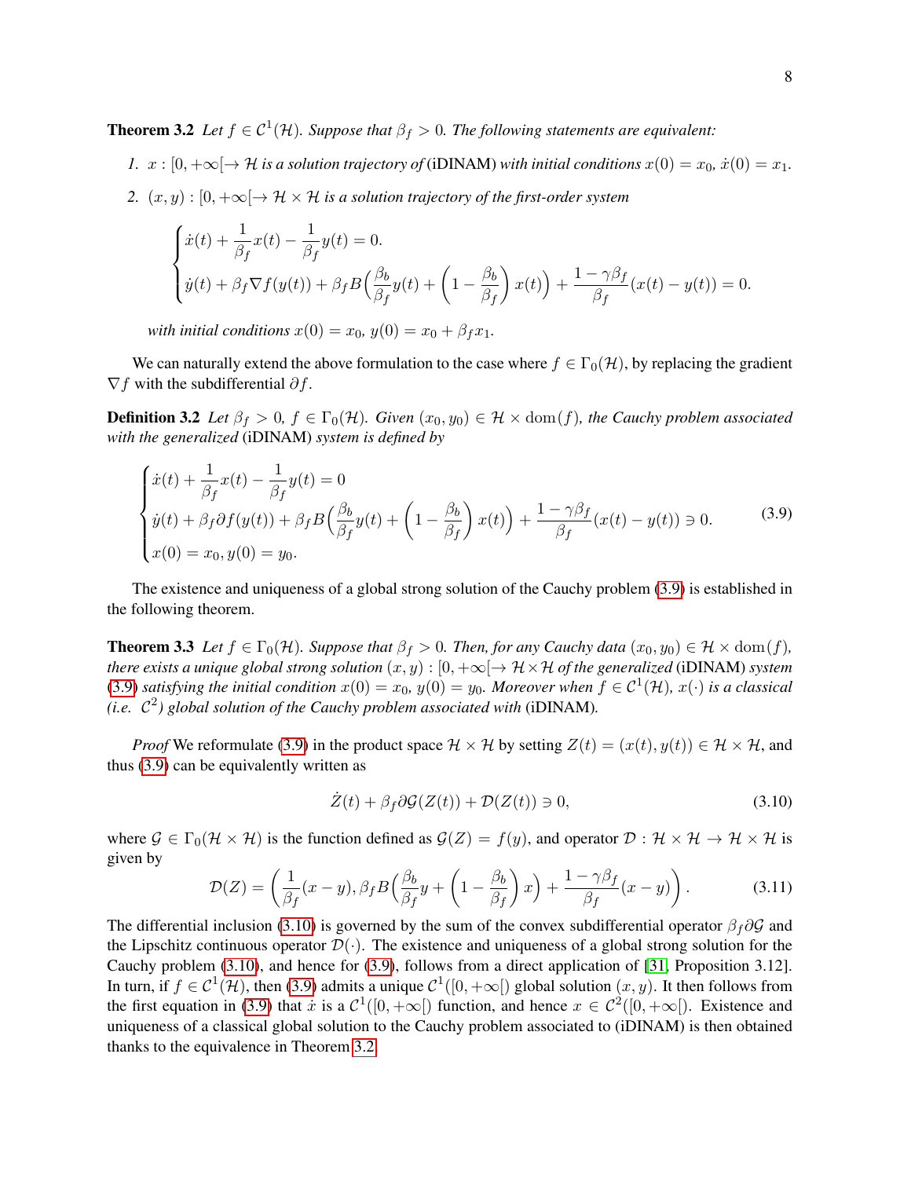**Theorem 3.2** *Let $f \in \mathcal{C}^1(\mathcal{H})$. Suppose that $\beta_f > 0$. The following statements are equivalent:*

1. *$x : [0, +\infty[ \to \mathcal{H}$ is a solution trajectory of* (iDINAM) *with initial conditions $x(0) = x_0$, $\dot{x}(0) = x_1$.*
2. *$(x, y) : [0, +\infty[ \to \mathcal{H} \times \mathcal{H}$ is a solution trajectory of the first-order system*

$$
\begin{cases}
\dot{x}(t) + \dfrac{1}{\beta_f} x(t) - \dfrac{1}{\beta_f} y(t) = 0. \\
\dot{y}(t) + \beta_f \nabla f(y(t)) + \beta_f B\Big(\dfrac{\beta_b}{\beta_f} y(t) + \Big(1 - \dfrac{\beta_b}{\beta_f}\Big) x(t)\Big) + \dfrac{1 - \gamma\beta_f}{\beta_f}(x(t) - y(t)) = 0.
\end{cases}
$$

*with initial conditions $x(0) = x_0$, $y(0) = x_0 + \beta_f x_1$.*

We can naturally extend the above formulation to the case where $f \in \Gamma_0(\mathcal{H})$, by replacing the gradient $\nabla f$ with the subdifferential $\partial f$.

**Definition 3.2** *Let $\beta_f > 0$, $f \in \Gamma_0(\mathcal{H})$. Given $(x_0, y_0) \in \mathcal{H} \times \operatorname{dom}(f)$, the Cauchy problem associated with the generalized* (iDINAM) *system is defined by*

$$
\begin{cases}
\dot{x}(t) + \dfrac{1}{\beta_f} x(t) - \dfrac{1}{\beta_f} y(t) = 0 \\
\dot{y}(t) + \beta_f \partial f(y(t)) + \beta_f B\Big(\dfrac{\beta_b}{\beta_f} y(t) + \Big(1 - \dfrac{\beta_b}{\beta_f}\Big) x(t)\Big) + \dfrac{1 - \gamma\beta_f}{\beta_f}(x(t) - y(t)) \ni 0. \\
x(0) = x_0, y(0) = y_0.
\end{cases}
\tag{3.9}
$$

The existence and uniqueness of a global strong solution of the Cauchy problem (3.9) is established in the following theorem.

**Theorem 3.3** *Let $f \in \Gamma_0(\mathcal{H})$. Suppose that $\beta_f > 0$. Then, for any Cauchy data $(x_0, y_0) \in \mathcal{H} \times \operatorname{dom}(f)$, there exists a unique global strong solution $(x, y) : [0, +\infty[ \to \mathcal{H} \times \mathcal{H}$ of the generalized* (iDINAM) *system* (3.9) *satisfying the initial condition $x(0) = x_0$, $y(0) = y_0$. Moreover when $f \in \mathcal{C}^1(\mathcal{H})$, $x(\cdot)$ is a classical (i.e. $\mathcal{C}^2$) global solution of the Cauchy problem associated with* (iDINAM)*.*

*Proof* We reformulate (3.9) in the product space $\mathcal{H} \times \mathcal{H}$ by setting $Z(t) = (x(t), y(t)) \in \mathcal{H} \times \mathcal{H}$, and thus (3.9) can be equivalently written as

$$
\dot{Z}(t) + \beta_f \partial \mathcal{G}(Z(t)) + \mathcal{D}(Z(t)) \ni 0, \tag{3.10}
$$

where $\mathcal{G} \in \Gamma_0(\mathcal{H} \times \mathcal{H})$ is the function defined as $\mathcal{G}(Z) = f(y)$, and operator $\mathcal{D} : \mathcal{H} \times \mathcal{H} \to \mathcal{H} \times \mathcal{H}$ is given by

$$
\mathcal{D}(Z) = \left(\frac{1}{\beta_f}(x - y), \beta_f B\Big(\frac{\beta_b}{\beta_f} y + \Big(1 - \frac{\beta_b}{\beta_f}\Big) x\Big) + \frac{1 - \gamma\beta_f}{\beta_f}(x - y)\right). \tag{3.11}
$$

The differential inclusion (3.10) is governed by the sum of the convex subdifferential operator $\beta_f \partial \mathcal{G}$ and the Lipschitz continuous operator $\mathcal{D}(\cdot)$. The existence and uniqueness of a global strong solution for the Cauchy problem (3.10), and hence for (3.9), follows from a direct application of [31, Proposition 3.12]. In turn, if $f \in \mathcal{C}^1(\mathcal{H})$, then (3.9) admits a unique $\mathcal{C}^1([0, +\infty[)$ global solution $(x, y)$. It then follows from the first equation in (3.9) that $\dot{x}$ is a $\mathcal{C}^1([0, +\infty[)$ function, and hence $x \in \mathcal{C}^2([0, +\infty[)$. Existence and uniqueness of a classical global solution to the Cauchy problem associated to (iDINAM) is then obtained thanks to the equivalence in Theorem 3.2.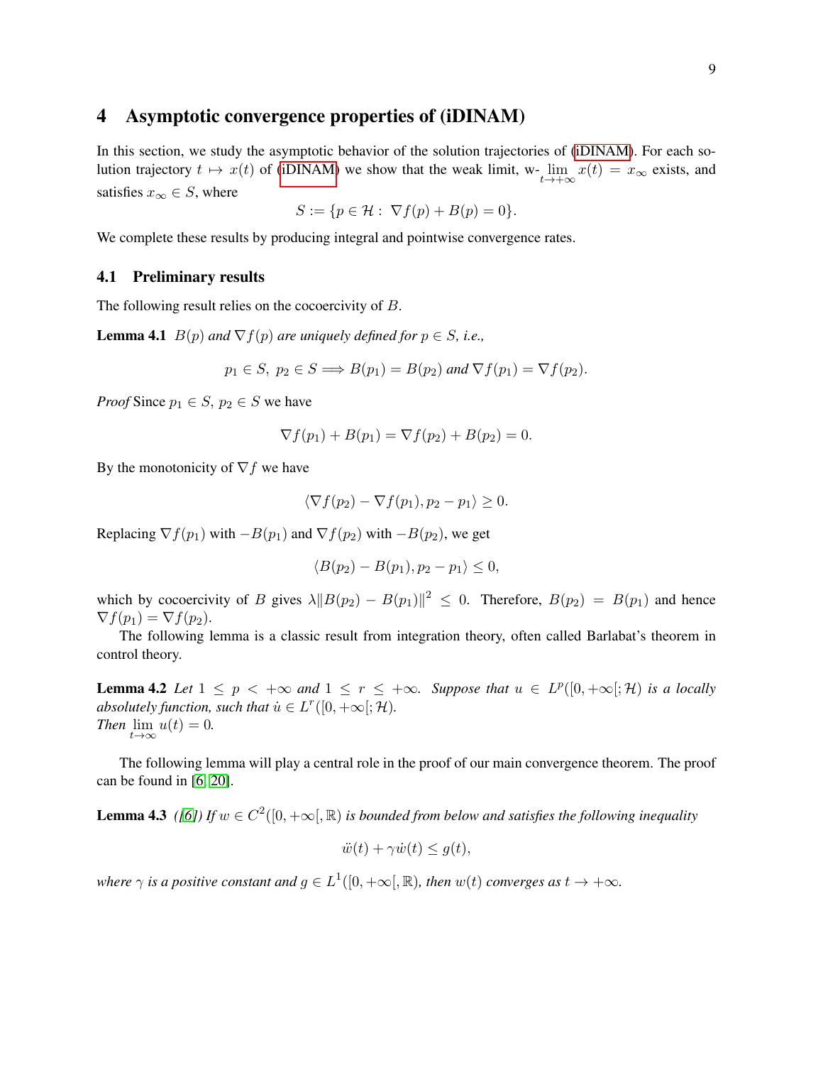# 4 Asymptotic convergence properties of (iDINAM)

In this section, we study the asymptotic behavior of the solution trajectories of (iDINAM). For each solution trajectory $t \mapsto x(t)$ of (iDINAM) we show that the weak limit, w-$\lim_{t\to+\infty} x(t) = x_\infty$ exists, and satisfies $x_\infty \in S$, where

$$S := \{p \in \mathcal{H} : \ \nabla f(p) + B(p) = 0\}.$$

We complete these results by producing integral and pointwise convergence rates.

## 4.1 Preliminary results

The following result relies on the cocoercivity of $B$.

**Lemma 4.1** *$B(p)$ and $\nabla f(p)$ are uniquely defined for $p \in S$, i.e.,*

$$p_1 \in S, \ p_2 \in S \Longrightarrow B(p_1) = B(p_2) \text{ and } \nabla f(p_1) = \nabla f(p_2).$$

*Proof* Since $p_1 \in S$, $p_2 \in S$ we have

$$\nabla f(p_1) + B(p_1) = \nabla f(p_2) + B(p_2) = 0.$$

By the monotonicity of $\nabla f$ we have

$$\langle \nabla f(p_2) - \nabla f(p_1), p_2 - p_1 \rangle \geq 0.$$

Replacing $\nabla f(p_1)$ with $-B(p_1)$ and $\nabla f(p_2)$ with $-B(p_2)$, we get

$$\langle B(p_2) - B(p_1), p_2 - p_1 \rangle \leq 0,$$

which by cocoercivity of $B$ gives $\lambda \|B(p_2) - B(p_1)\|^2 \leq 0$. Therefore, $B(p_2) = B(p_1)$ and hence $\nabla f(p_1) = \nabla f(p_2)$.

The following lemma is a classic result from integration theory, often called Barlabat's theorem in control theory.

**Lemma 4.2** *Let $1 \leq p < +\infty$ and $1 \leq r \leq +\infty$. Suppose that $u \in L^p([0, +\infty[; \mathcal{H})$ is a locally absolutely function, such that $\dot{u} \in L^r([0, +\infty[; \mathcal{H})$.*
*Then $\lim_{t\to\infty} u(t) = 0$.*

The following lemma will play a central role in the proof of our main convergence theorem. The proof can be found in [6, 20].

**Lemma 4.3** *([6]) If $w \in C^2([0, +\infty[, \mathbb{R})$ is bounded from below and satisfies the following inequality*

$$\ddot{w}(t) + \gamma \dot{w}(t) \leq g(t),$$

*where $\gamma$ is a positive constant and $g \in L^1([0, +\infty[, \mathbb{R})$, then $w(t)$ converges as $t \to +\infty$.*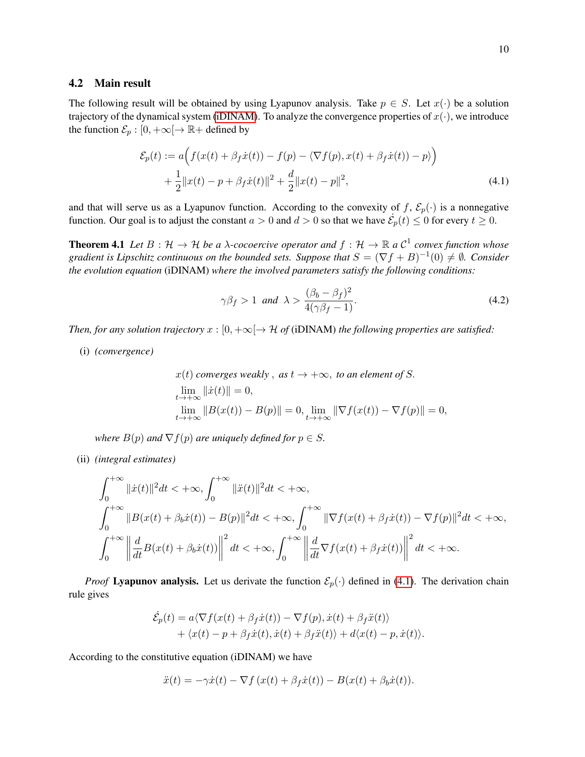### 4.2 Main result

The following result will be obtained by using Lyapunov analysis. Take $p \in S$. Let $x(\cdot)$ be a solution trajectory of the dynamical system (iDINAM). To analyze the convergence properties of $x(\cdot)$, we introduce the function $\mathcal{E}_p : [0, +\infty[ \to \mathbb{R}+$ defined by

$$
\begin{aligned}
\mathcal{E}_p(t) := & \, a\Big( f(x(t) + \beta_f \dot{x}(t)) - f(p) - \langle \nabla f(p), x(t) + \beta_f \dot{x}(t)) - p \rangle \Big) \\
& + \frac{1}{2}\|x(t) - p + \beta_f \dot{x}(t)\|^2 + \frac{d}{2}\|x(t) - p\|^2,
\end{aligned} \tag{4.1}
$$

and that will serve us as a Lyapunov function. According to the convexity of $f$, $\mathcal{E}_p(\cdot)$ is a nonnegative function. Our goal is to adjust the constant $a > 0$ and $d > 0$ so that we have $\dot{\mathcal{E}}_p(t) \leq 0$ for every $t \geq 0$.

**Theorem 4.1** *Let $B : \mathcal{H} \to \mathcal{H}$ be a $\lambda$-cocoercive operator and $f : \mathcal{H} \to \mathbb{R}$ a $\mathcal{C}^1$ convex function whose gradient is Lipschitz continuous on the bounded sets. Suppose that $S = (\nabla f + B)^{-1}(0) \neq \emptyset$. Consider the evolution equation* (iDINAM) *where the involved parameters satisfy the following conditions:*

$$
\gamma \beta_f > 1 \;\; \text{and} \;\; \lambda > \frac{(\beta_b - \beta_f)^2}{4(\gamma\beta_f - 1)}. \tag{4.2}
$$

*Then, for any solution trajectory $x : [0, +\infty[ \to \mathcal{H}$ of* (iDINAM) *the following properties are satisfied:*

(i) *(convergence)*

$$
\begin{aligned}
& x(t) \text{ converges weakly , as } t \to +\infty, \text{ to an element of } S. \\
& \lim_{t \to +\infty} \|\dot{x}(t)\| = 0, \\
& \lim_{t \to +\infty} \|B(x(t)) - B(p)\| = 0, \lim_{t \to +\infty} \|\nabla f(x(t)) - \nabla f(p)\| = 0,
\end{aligned}
$$

*where $B(p)$ and $\nabla f(p)$ are uniquely defined for $p \in S$.*

(ii) *(integral estimates)*

$$
\begin{aligned}
& \int_0^{+\infty} \|\dot{x}(t)\|^2 dt < +\infty, \int_0^{+\infty} \|\ddot{x}(t)\|^2 dt < +\infty, \\
& \int_0^{+\infty} \|B(x(t) + \beta_b \dot{x}(t)) - B(p)\|^2 dt < +\infty, \int_0^{+\infty} \|\nabla f(x(t) + \beta_f \dot{x}(t)) - \nabla f(p)\|^2 dt < +\infty, \\
& \int_0^{+\infty} \left\| \frac{d}{dt} B(x(t) + \beta_b \dot{x}(t)) \right\|^2 dt < +\infty, \int_0^{+\infty} \left\| \frac{d}{dt} \nabla f(x(t) + \beta_f \dot{x}(t)) \right\|^2 dt < +\infty.
\end{aligned}
$$

*Proof* **Lyapunov analysis.** Let us derivate the function $\mathcal{E}_p(\cdot)$ defined in (4.1). The derivation chain rule gives

$$
\begin{aligned}
\dot{\mathcal{E}}_p(t) = & \, a\langle \nabla f(x(t) + \beta_f \dot{x}(t)) - \nabla f(p), \dot{x}(t) + \beta_f \ddot{x}(t) \rangle \\
& + \langle x(t) - p + \beta_f \dot{x}(t), \dot{x}(t) + \beta_f \ddot{x}(t) \rangle + d\langle x(t) - p, \dot{x}(t) \rangle.
\end{aligned}
$$

According to the constitutive equation (iDINAM) we have

$$
\ddot{x}(t) = -\gamma \dot{x}(t) - \nabla f\left(x(t) + \beta_f \dot{x}(t)\right) - B(x(t) + \beta_b \dot{x}(t)).
$$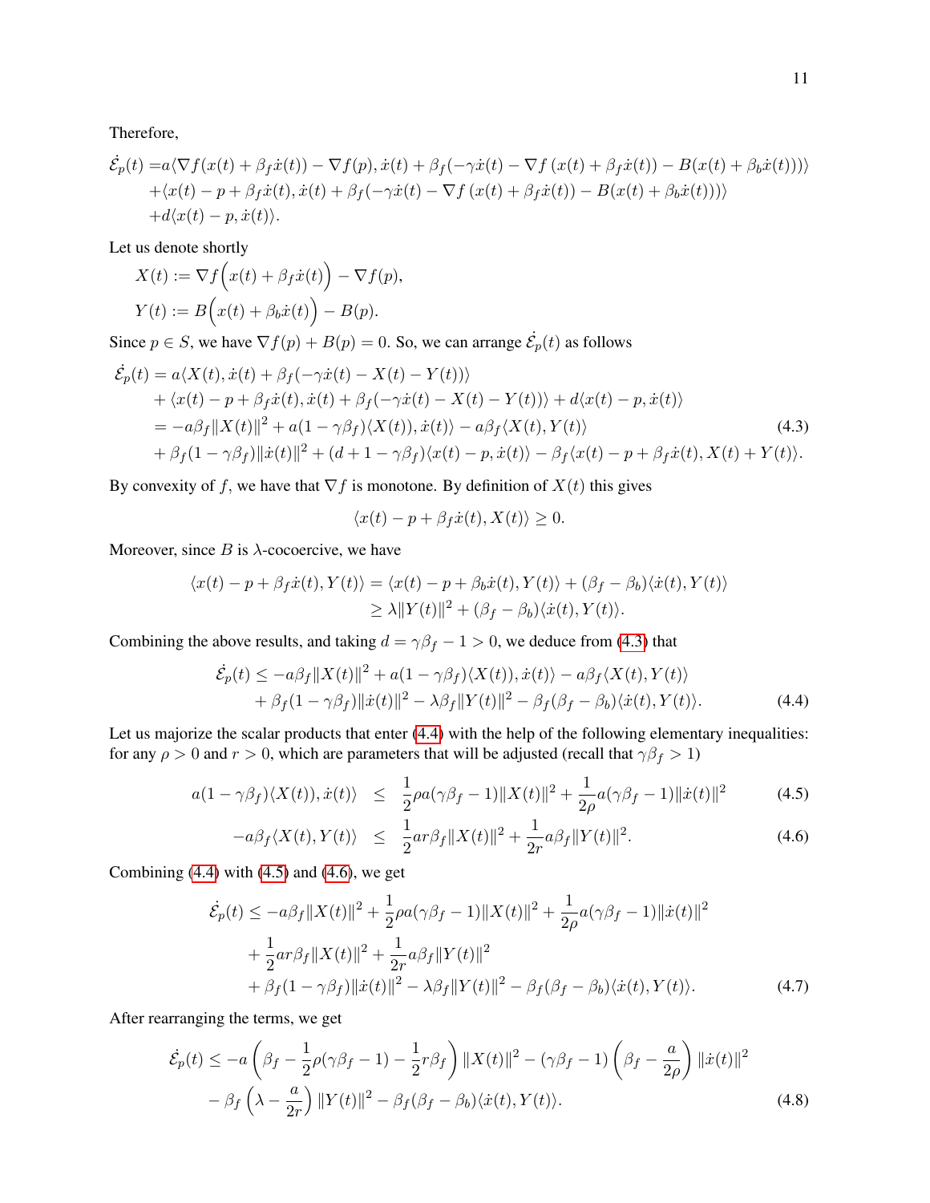Therefore,

$$
\begin{aligned}
\dot{\mathcal{E}}_p(t) =& a\langle \nabla f(x(t)+\beta_f\dot{x}(t)) - \nabla f(p), \dot{x}(t) + \beta_f(-\gamma\dot{x}(t) - \nabla f\left(x(t)+\beta_f\dot{x}(t)\right) - B(x(t)+\beta_b\dot{x}(t)))\rangle \\
&+\langle x(t)-p+\beta_f\dot{x}(t), \dot{x}(t) + \beta_f(-\gamma\dot{x}(t) - \nabla f\left(x(t)+\beta_f\dot{x}(t)\right) - B(x(t)+\beta_b\dot{x}(t)))\rangle \\
&+d\langle x(t)-p, \dot{x}(t)\rangle.
\end{aligned}
$$

Let us denote shortly

$$
\begin{aligned}
X(t) &:= \nabla f\Big(x(t)+\beta_f\dot{x}(t)\Big) - \nabla f(p), \\
Y(t) &:= B\Big(x(t)+\beta_b\dot{x}(t)\Big) - B(p).
\end{aligned}
$$

Since $p \in S$, we have $\nabla f(p) + B(p) = 0$. So, we can arrange $\dot{\mathcal{E}}_p(t)$ as follows

$$
\begin{aligned}
\dot{\mathcal{E}}_p(t) &= a\langle X(t), \dot{x}(t) + \beta_f(-\gamma\dot{x}(t) - X(t) - Y(t))\rangle \\
&\quad + \langle x(t)-p+\beta_f\dot{x}(t), \dot{x}(t) + \beta_f(-\gamma\dot{x}(t) - X(t) - Y(t))\rangle + d\langle x(t)-p, \dot{x}(t)\rangle \\
&= -a\beta_f\|X(t)\|^2 + a(1-\gamma\beta_f)\langle X(t)), \dot{x}(t)\rangle - a\beta_f\langle X(t), Y(t)\rangle \\
&\quad + \beta_f(1-\gamma\beta_f)\|\dot{x}(t)\|^2 + (d+1-\gamma\beta_f)\langle x(t)-p, \dot{x}(t)\rangle - \beta_f\langle x(t)-p+\beta_f\dot{x}(t), X(t)+Y(t)\rangle.
\end{aligned}
\tag{4.3}
$$

By convexity of $f$, we have that $\nabla f$ is monotone. By definition of $X(t)$ this gives

$$
\langle x(t)-p+\beta_f\dot{x}(t), X(t)\rangle \geq 0.
$$

Moreover, since $B$ is $\lambda$-cocoercive, we have

$$
\begin{aligned}
\langle x(t)-p+\beta_f\dot{x}(t), Y(t)\rangle &= \langle x(t)-p+\beta_b\dot{x}(t), Y(t)\rangle + (\beta_f-\beta_b)\langle \dot{x}(t), Y(t)\rangle \\
&\geq \lambda\|Y(t)\|^2 + (\beta_f-\beta_b)\langle \dot{x}(t), Y(t)\rangle.
\end{aligned}
$$

Combining the above results, and taking $d = \gamma\beta_f - 1 > 0$, we deduce from (4.3) that

$$
\begin{aligned}
\dot{\mathcal{E}}_p(t) &\leq -a\beta_f\|X(t)\|^2 + a(1-\gamma\beta_f)\langle X(t)), \dot{x}(t)\rangle - a\beta_f\langle X(t), Y(t)\rangle \\
&\quad + \beta_f(1-\gamma\beta_f)\|\dot{x}(t)\|^2 - \lambda\beta_f\|Y(t)\|^2 - \beta_f(\beta_f-\beta_b)\langle \dot{x}(t), Y(t)\rangle.
\end{aligned}
\tag{4.4}
$$

Let us majorize the scalar products that enter (4.4) with the help of the following elementary inequalities: for any $\rho > 0$ and $r > 0$, which are parameters that will be adjusted (recall that $\gamma\beta_f > 1$)

$$
a(1-\gamma\beta_f)\langle X(t)), \dot{x}(t)\rangle \leq \frac{1}{2}\rho a(\gamma\beta_f-1)\|X(t)\|^2 + \frac{1}{2\rho}a(\gamma\beta_f-1)\|\dot{x}(t)\|^2 \tag{4.5}
$$

$$
-a\beta_f\langle X(t), Y(t)\rangle \leq \frac{1}{2}ar\beta_f\|X(t)\|^2 + \frac{1}{2r}a\beta_f\|Y(t)\|^2. \tag{4.6}
$$

Combining (4.4) with (4.5) and (4.6), we get

$$
\begin{aligned}
\dot{\mathcal{E}}_p(t) &\leq -a\beta_f\|X(t)\|^2 + \frac{1}{2}\rho a(\gamma\beta_f-1)\|X(t)\|^2 + \frac{1}{2\rho}a(\gamma\beta_f-1)\|\dot{x}(t)\|^2 \\
&\quad + \frac{1}{2}ar\beta_f\|X(t)\|^2 + \frac{1}{2r}a\beta_f\|Y(t)\|^2 \\
&\quad + \beta_f(1-\gamma\beta_f)\|\dot{x}(t)\|^2 - \lambda\beta_f\|Y(t)\|^2 - \beta_f(\beta_f-\beta_b)\langle \dot{x}(t), Y(t)\rangle.
\end{aligned}
\tag{4.7}
$$

After rearranging the terms, we get

$$
\begin{aligned}
\dot{\mathcal{E}}_p(t) &\leq -a\left(\beta_f - \frac{1}{2}\rho(\gamma\beta_f-1) - \frac{1}{2}r\beta_f\right)\|X(t)\|^2 - (\gamma\beta_f-1)\left(\beta_f - \frac{a}{2\rho}\right)\|\dot{x}(t)\|^2 \\
&\quad - \beta_f\left(\lambda - \frac{a}{2r}\right)\|Y(t)\|^2 - \beta_f(\beta_f-\beta_b)\langle \dot{x}(t), Y(t)\rangle.
\end{aligned}
\tag{4.8}
$$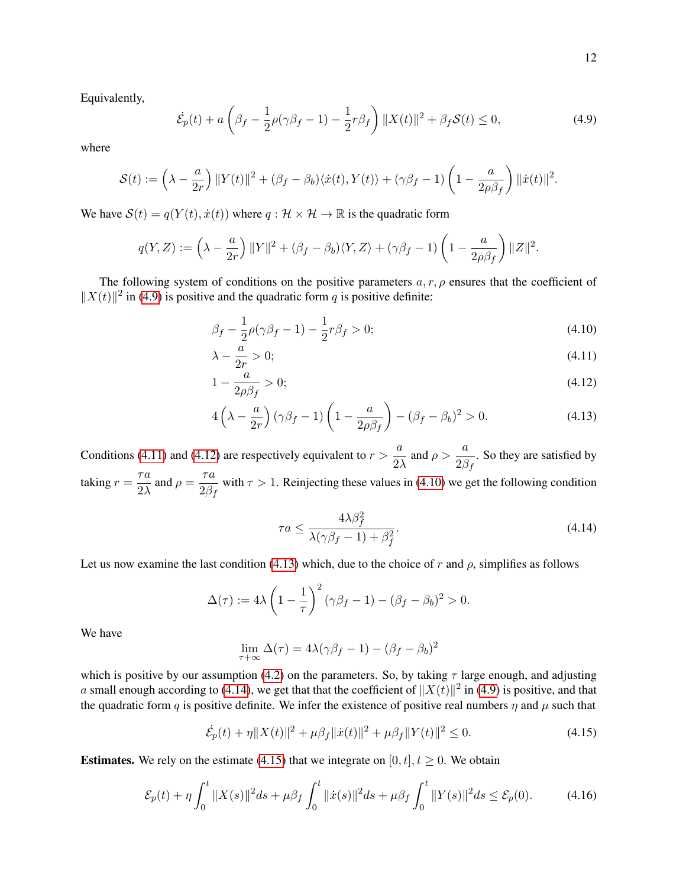Equivalently,

$$\dot{\mathcal{E}}_p(t) + a\left(\beta_f - \frac{1}{2}\rho(\gamma\beta_f - 1) - \frac{1}{2}r\beta_f\right)\|X(t)\|^2 + \beta_f \mathcal{S}(t) \leq 0, \tag{4.9}$$

where

$$\mathcal{S}(t) := \left(\lambda - \frac{a}{2r}\right)\|Y(t)\|^2 + (\beta_f - \beta_b)\langle \dot{x}(t), Y(t)\rangle + (\gamma\beta_f - 1)\left(1 - \frac{a}{2\rho\beta_f}\right)\|\dot{x}(t)\|^2.$$

We have $\mathcal{S}(t) = q(Y(t), \dot{x}(t))$ where $q : \mathcal{H} \times \mathcal{H} \to \mathbb{R}$ is the quadratic form

$$q(Y, Z) := \left(\lambda - \frac{a}{2r}\right)\|Y\|^2 + (\beta_f - \beta_b)\langle Y, Z\rangle + (\gamma\beta_f - 1)\left(1 - \frac{a}{2\rho\beta_f}\right)\|Z\|^2.$$

The following system of conditions on the positive parameters $a, r, \rho$ ensures that the coefficient of $\|X(t)\|^2$ in (4.9) is positive and the quadratic form $q$ is positive definite:

$$\beta_f - \frac{1}{2}\rho(\gamma\beta_f - 1) - \frac{1}{2}r\beta_f > 0; \tag{4.10}$$

$$\lambda - \frac{a}{2r} > 0; \tag{4.11}$$

$$1 - \frac{a}{2\rho\beta_f} > 0; \tag{4.12}$$

$$4\left(\lambda - \frac{a}{2r}\right)(\gamma\beta_f - 1)\left(1 - \frac{a}{2\rho\beta_f}\right) - (\beta_f - \beta_b)^2 > 0. \tag{4.13}$$

Conditions (4.11) and (4.12) are respectively equivalent to $r > \dfrac{a}{2\lambda}$ and $\rho > \dfrac{a}{2\beta_f}$. So they are satisfied by taking $r = \dfrac{\tau a}{2\lambda}$ and $\rho = \dfrac{\tau a}{2\beta_f}$ with $\tau > 1$. Reinjecting these values in (4.10) we get the following condition

$$\tau a \leq \frac{4\lambda\beta_f^2}{\lambda(\gamma\beta_f - 1) + \beta_f^2}. \tag{4.14}$$

Let us now examine the last condition (4.13) which, due to the choice of $r$ and $\rho$, simplifies as follows

$$\Delta(\tau) := 4\lambda\left(1 - \frac{1}{\tau}\right)^2(\gamma\beta_f - 1) - (\beta_f - \beta_b)^2 > 0.$$

We have

$$\lim_{\tau + \infty} \Delta(\tau) = 4\lambda(\gamma\beta_f - 1) - (\beta_f - \beta_b)^2$$

which is positive by our assumption (4.2) on the parameters. So, by taking $\tau$ large enough, and adjusting $a$ small enough according to (4.14), we get that that the coefficient of $\|X(t)\|^2$ in (4.9) is positive, and that the quadratic form $q$ is positive definite. We infer the existence of positive real numbers $\eta$ and $\mu$ such that

$$\dot{\mathcal{E}}_p(t) + \eta\|X(t)\|^2 + \mu\beta_f\|\dot{x}(t)\|^2 + \mu\beta_f\|Y(t)\|^2 \leq 0. \tag{4.15}$$

**Estimates.** We rely on the estimate (4.15) that we integrate on $[0, t], t \geq 0$. We obtain

$$\mathcal{E}_p(t) + \eta\int_0^t \|X(s)\|^2 ds + \mu\beta_f\int_0^t \|\dot{x}(s)\|^2 ds + \mu\beta_f\int_0^t \|Y(s)\|^2 ds \leq \mathcal{E}_p(0). \tag{4.16}$$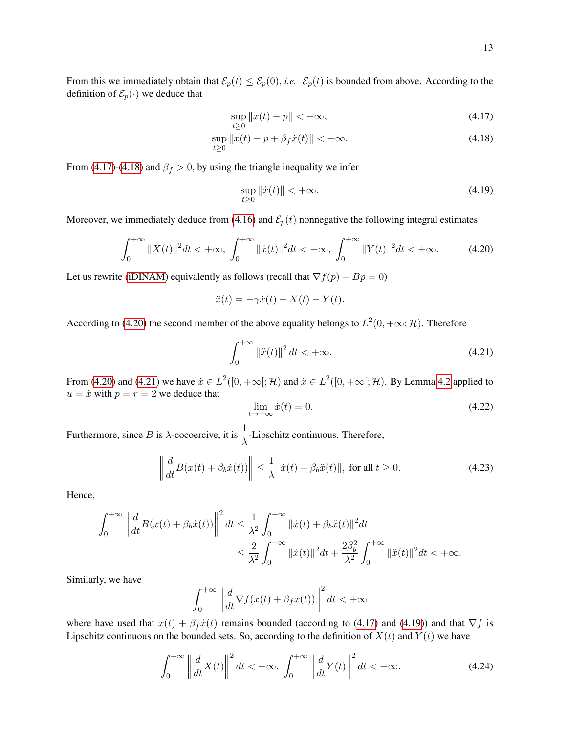From this we immediately obtain that $\mathcal{E}_p(t) \leq \mathcal{E}_p(0)$, *i.e.* $\mathcal{E}_p(t)$ is bounded from above. According to the definition of $\mathcal{E}_p(\cdot)$ we deduce that

$$\sup_{t\geq 0} \|x(t) - p\| < +\infty, \tag{4.17}$$

$$\sup_{t\geq 0} \|x(t) - p + \beta_f \dot{x}(t)\| < +\infty. \tag{4.18}$$

From (4.17)-(4.18) and $\beta_f > 0$, by using the triangle inequality we infer

$$\sup_{t\geq 0} \|\dot{x}(t)\| < +\infty. \tag{4.19}$$

Moreover, we immediately deduce from (4.16) and $\mathcal{E}_p(t)$ nonnegative the following integral estimates

$$\int_0^{+\infty} \|X(t)\|^2 dt < +\infty, \ \int_0^{+\infty} \|\dot{x}(t)\|^2 dt < +\infty, \ \int_0^{+\infty} \|Y(t)\|^2 dt < +\infty. \tag{4.20}$$

Let us rewrite (iDINAM) equivalently as follows (recall that $\nabla f(p) + Bp = 0$)

$$\ddot{x}(t) = -\gamma \dot{x}(t) - X(t) - Y(t).$$

According to (4.20) the second member of the above equality belongs to $L^2(0, +\infty; \mathcal{H})$. Therefore

$$\int_0^{+\infty} \|\ddot{x}(t)\|^2 dt < +\infty. \tag{4.21}$$

From (4.20) and (4.21) we have $\dot{x} \in L^2([0, +\infty[; \mathcal{H})$ and $\ddot{x} \in L^2([0, +\infty[; \mathcal{H})$. By Lemma 4.2 applied to $u = \dot{x}$ with $p = r = 2$ we deduce that

$$\lim_{t\to+\infty} \dot{x}(t) = 0. \tag{4.22}$$

Furthermore, since $B$ is $\lambda$-cocoercive, it is $\dfrac{1}{\lambda}$-Lipschitz continuous. Therefore,

$$\left\| \frac{d}{dt} B(x(t) + \beta_b \dot{x}(t)) \right\| \leq \frac{1}{\lambda} \|\dot{x}(t) + \beta_b \ddot{x}(t)\|, \text{ for all } t \geq 0. \tag{4.23}$$

Hence,

$$\begin{aligned}
\int_0^{+\infty} \left\| \frac{d}{dt} B(x(t) + \beta_b \dot{x}(t)) \right\|^2 dt &\leq \frac{1}{\lambda^2} \int_0^{+\infty} \|\dot{x}(t) + \beta_b \ddot{x}(t)\|^2 dt \\
&\leq \frac{2}{\lambda^2} \int_0^{+\infty} \|\dot{x}(t)\|^2 dt + \frac{2\beta_b^2}{\lambda^2} \int_0^{+\infty} \|\ddot{x}(t)\|^2 dt < +\infty.
\end{aligned}$$

Similarly, we have

$$\int_0^{+\infty} \left\| \frac{d}{dt} \nabla f(x(t) + \beta_f \dot{x}(t)) \right\|^2 dt < +\infty$$

where have used that $x(t) + \beta_f \dot{x}(t)$ remains bounded (according to (4.17) and (4.19)) and that $\nabla f$ is Lipschitz continuous on the bounded sets. So, according to the definition of $X(t)$ and $Y(t)$ we have

$$\int_0^{+\infty} \left\| \frac{d}{dt} X(t) \right\|^2 dt < +\infty, \ \int_0^{+\infty} \left\| \frac{d}{dt} Y(t) \right\|^2 dt < +\infty. \tag{4.24}$$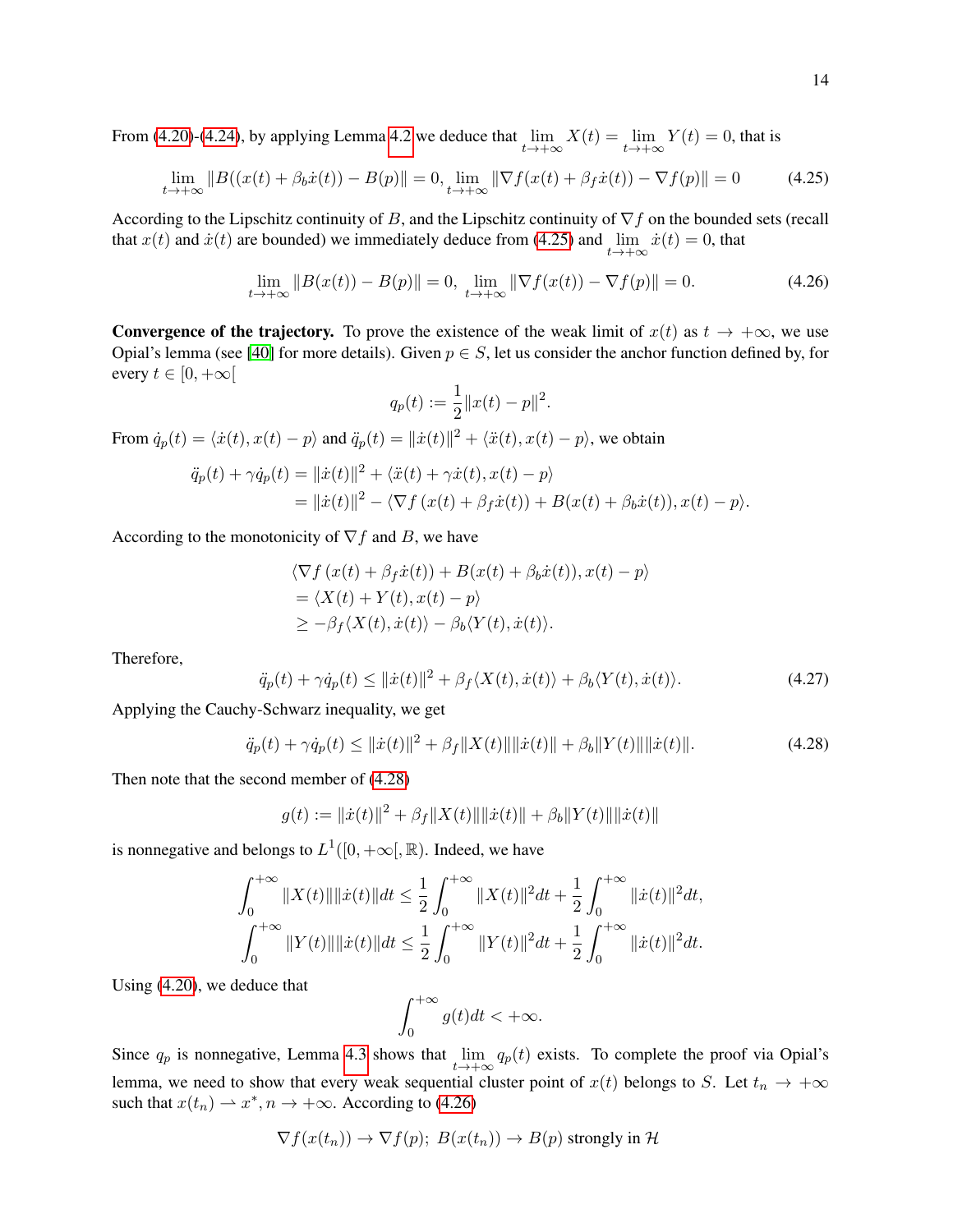From (4.20)-(4.24), by applying Lemma 4.2 we deduce that $\lim_{t\to+\infty} X(t) = \lim_{t\to+\infty} Y(t) = 0$, that is

$$\lim_{t\to+\infty} \|B((x(t)+\beta_b\dot{x}(t)) - B(p)\| = 0, \lim_{t\to+\infty} \|\nabla f(x(t)+\beta_f\dot{x}(t)) - \nabla f(p)\| = 0 \tag{4.25}$$

According to the Lipschitz continuity of $B$, and the Lipschitz continuity of $\nabla f$ on the bounded sets (recall that $x(t)$ and $\dot{x}(t)$ are bounded) we immediately deduce from (4.25) and $\lim_{t\to+\infty} \dot{x}(t) = 0$, that

$$\lim_{t\to+\infty} \|B(x(t)) - B(p)\| = 0, \lim_{t\to+\infty} \|\nabla f(x(t)) - \nabla f(p)\| = 0. \tag{4.26}$$

**Convergence of the trajectory.** To prove the existence of the weak limit of $x(t)$ as $t \to +\infty$, we use Opial's lemma (see [40] for more details). Given $p \in S$, let us consider the anchor function defined by, for every $t \in [0, +\infty[$

$$q_p(t) := \frac{1}{2}\|x(t) - p\|^2.$$

From $\dot{q}_p(t) = \langle \dot{x}(t), x(t) - p\rangle$ and $\ddot{q}_p(t) = \|\dot{x}(t)\|^2 + \langle \ddot{x}(t), x(t) - p\rangle$, we obtain

$$\begin{aligned}
\ddot{q}_p(t) + \gamma\dot{q}_p(t) &= \|\dot{x}(t)\|^2 + \langle \ddot{x}(t) + \gamma\dot{x}(t), x(t) - p\rangle \\
&= \|\dot{x}(t)\|^2 - \langle \nabla f\left(x(t) + \beta_f\dot{x}(t)\right) + B(x(t) + \beta_b\dot{x}(t)), x(t) - p\rangle.
\end{aligned}$$

According to the monotonicity of $\nabla f$ and $B$, we have

$$\begin{aligned}
&\langle \nabla f\left(x(t) + \beta_f\dot{x}(t)\right) + B(x(t) + \beta_b\dot{x}(t)), x(t) - p\rangle \\
&= \langle X(t) + Y(t), x(t) - p\rangle \\
&\geq -\beta_f\langle X(t), \dot{x}(t)\rangle - \beta_b\langle Y(t), \dot{x}(t)\rangle.
\end{aligned}$$

Therefore,

$$\ddot{q}_p(t) + \gamma\dot{q}_p(t) \leq \|\dot{x}(t)\|^2 + \beta_f\langle X(t), \dot{x}(t)\rangle + \beta_b\langle Y(t), \dot{x}(t)\rangle. \tag{4.27}$$

Applying the Cauchy-Schwarz inequality, we get

$$\ddot{q}_p(t) + \gamma\dot{q}_p(t) \leq \|\dot{x}(t)\|^2 + \beta_f\|X(t)\|\|\dot{x}(t)\| + \beta_b\|Y(t)\|\|\dot{x}(t)\|. \tag{4.28}$$

Then note that the second member of (4.28)

$$g(t) := \|\dot{x}(t)\|^2 + \beta_f\|X(t)\|\|\dot{x}(t)\| + \beta_b\|Y(t)\|\|\dot{x}(t)\|$$

is nonnegative and belongs to $L^1([0, +\infty[, \mathbb{R})$. Indeed, we have

$$\begin{aligned}
\int_0^{+\infty} \|X(t)\|\|\dot{x}(t)\|dt &\leq \frac{1}{2}\int_0^{+\infty} \|X(t)\|^2 dt + \frac{1}{2}\int_0^{+\infty} \|\dot{x}(t)\|^2 dt, \\
\int_0^{+\infty} \|Y(t)\|\|\dot{x}(t)\|dt &\leq \frac{1}{2}\int_0^{+\infty} \|Y(t)\|^2 dt + \frac{1}{2}\int_0^{+\infty} \|\dot{x}(t)\|^2 dt.
\end{aligned}$$

Using (4.20), we deduce that

$$\int_0^{+\infty} g(t)dt < +\infty.$$

Since $q_p$ is nonnegative, Lemma 4.3 shows that $\lim_{t\to+\infty} q_p(t)$ exists. To complete the proof via Opial's lemma, we need to show that every weak sequential cluster point of $x(t)$ belongs to $S$. Let $t_n \to +\infty$ such that $x(t_n) \rightharpoonup x^*$, $n \to +\infty$. According to (4.26)

$$\nabla f(x(t_n)) \to \nabla f(p);\ B(x(t_n)) \to B(p) \text{ strongly in } \mathcal{H}$$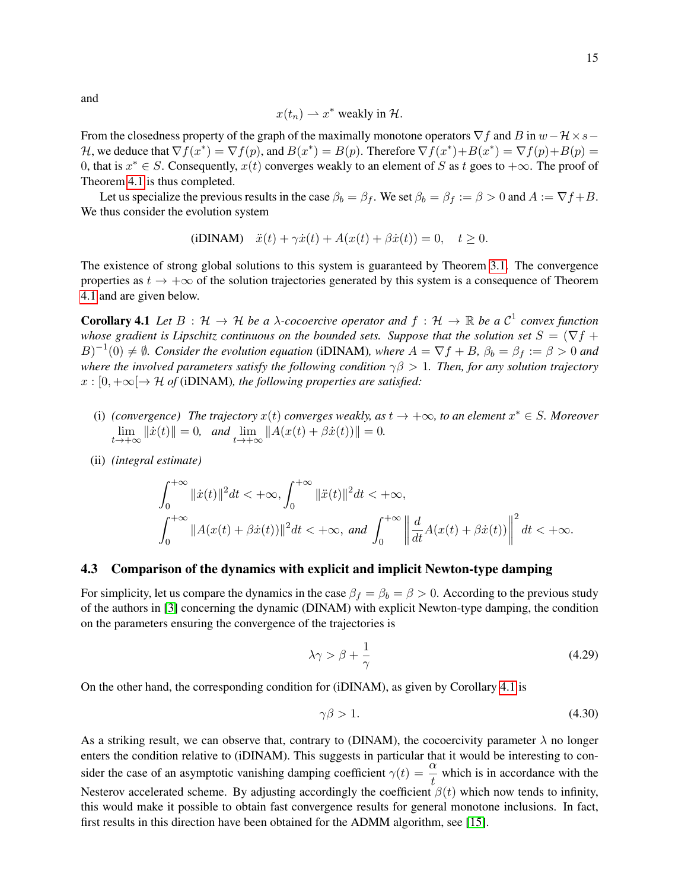and

$$x(t_n) \rightharpoonup x^* \text{ weakly in } \mathcal{H}.$$

From the closedness property of the graph of the maximally monotone operators $\nabla f$ and $B$ in $w - \mathcal{H} \times s - \mathcal{H}$, we deduce that $\nabla f(x^*) = \nabla f(p)$, and $B(x^*) = B(p)$. Therefore $\nabla f(x^*) + B(x^*) = \nabla f(p) + B(p) = 0$, that is $x^* \in S$. Consequently, $x(t)$ converges weakly to an element of $S$ as $t$ goes to $+\infty$. The proof of Theorem 4.1 is thus completed.

Let us specialize the previous results in the case $\beta_b = \beta_f$. We set $\beta_b = \beta_f := \beta > 0$ and $A := \nabla f + B$. We thus consider the evolution system

$$\text{(iDINAM)} \quad \ddot{x}(t) + \gamma \dot{x}(t) + A(x(t) + \beta \dot{x}(t)) = 0, \quad t \geq 0.$$

The existence of strong global solutions to this system is guaranteed by Theorem 3.1. The convergence properties as $t \to +\infty$ of the solution trajectories generated by this system is a consequence of Theorem 4.1 and are given below.

**Corollary 4.1** *Let $B : \mathcal{H} \to \mathcal{H}$ be a $\lambda$-cocoercive operator and $f : \mathcal{H} \to \mathbb{R}$ be a $\mathcal{C}^1$ convex function whose gradient is Lipschitz continuous on the bounded sets. Suppose that the solution set $S = (\nabla f + B)^{-1}(0) \neq \emptyset$. Consider the evolution equation* (iDINAM)*, where $A = \nabla f + B$, $\beta_b = \beta_f := \beta > 0$ and where the involved parameters satisfy the following condition $\gamma\beta > 1$. Then, for any solution trajectory $x : [0, +\infty[ \to \mathcal{H}$ of* (iDINAM)*, the following properties are satisfied:*

(i) *(convergence) The trajectory $x(t)$ converges weakly, as $t \to +\infty$, to an element $x^* \in S$. Moreover* $\lim_{t \to +\infty} \|\dot{x}(t)\| = 0$, *and* $\lim_{t \to +\infty} \|A(x(t) + \beta \dot{x}(t))\| = 0$.

(ii) *(integral estimate)*

$$\int_0^{+\infty} \|\dot{x}(t)\|^2 dt < +\infty, \int_0^{+\infty} \|\ddot{x}(t)\|^2 dt < +\infty,$$
$$\int_0^{+\infty} \|A(x(t) + \beta \dot{x}(t))\|^2 dt < +\infty, \text{ and } \int_0^{+\infty} \left\| \frac{d}{dt} A(x(t) + \beta \dot{x}(t)) \right\|^2 dt < +\infty.$$

### 4.3 Comparison of the dynamics with explicit and implicit Newton-type damping

For simplicity, let us compare the dynamics in the case $\beta_f = \beta_b = \beta > 0$. According to the previous study of the authors in [3] concerning the dynamic (DINAM) with explicit Newton-type damping, the condition on the parameters ensuring the convergence of the trajectories is

$$\lambda\gamma > \beta + \frac{1}{\gamma} \tag{4.29}$$

On the other hand, the corresponding condition for (iDINAM), as given by Corollary 4.1 is

$$\gamma\beta > 1. \tag{4.30}$$

As a striking result, we can observe that, contrary to (DINAM), the cocoercivity parameter $\lambda$ no longer enters the condition relative to (iDINAM). This suggests in particular that it would be interesting to consider the case of an asymptotic vanishing damping coefficient $\gamma(t) = \dfrac{\alpha}{t}$ which is in accordance with the Nesterov accelerated scheme. By adjusting accordingly the coefficient $\beta(t)$ which now tends to infinity, this would make it possible to obtain fast convergence results for general monotone inclusions. In fact, first results in this direction have been obtained for the ADMM algorithm, see [15].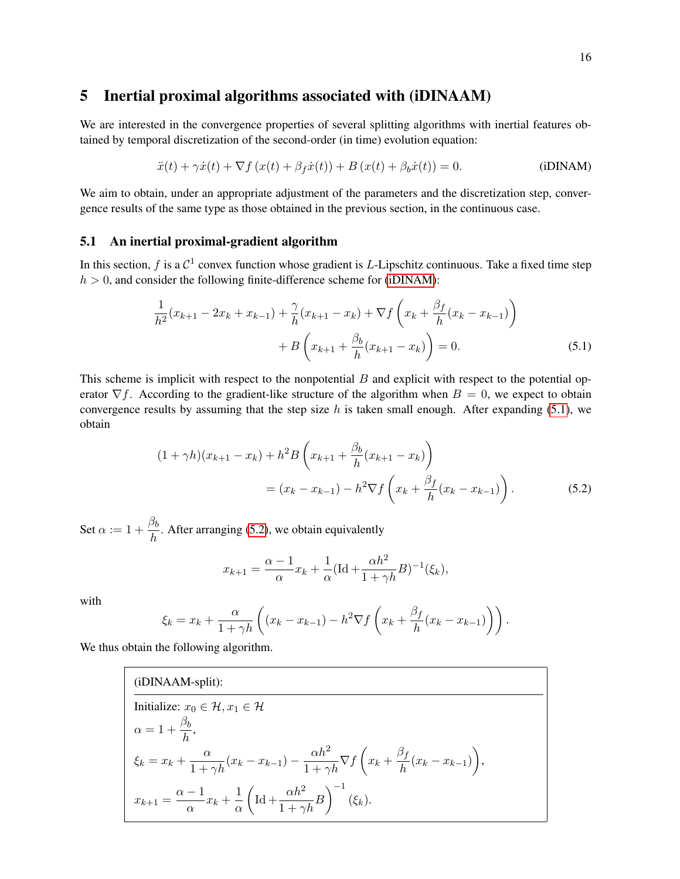## 5 Inertial proximal algorithms associated with (iDINAAM)

We are interested in the convergence properties of several splitting algorithms with inertial features obtained by temporal discretization of the second-order (in time) evolution equation:

$$\ddot{x}(t) + \gamma \dot{x}(t) + \nabla f\left(x(t) + \beta_f \dot{x}(t)\right) + B\left(x(t) + \beta_b \dot{x}(t)\right) = 0. \tag{iDINAM}$$

We aim to obtain, under an appropriate adjustment of the parameters and the discretization step, convergence results of the same type as those obtained in the previous section, in the continuous case.

### 5.1 An inertial proximal-gradient algorithm

In this section, $f$ is a $\mathcal{C}^1$ convex function whose gradient is $L$-Lipschitz continuous. Take a fixed time step $h > 0$, and consider the following finite-difference scheme for (iDINAM):

$$\frac{1}{h^2}(x_{k+1} - 2x_k + x_{k-1}) + \frac{\gamma}{h}(x_{k+1} - x_k) + \nabla f\left(x_k + \frac{\beta_f}{h}(x_k - x_{k-1})\right) + B\left(x_{k+1} + \frac{\beta_b}{h}(x_{k+1} - x_k)\right) = 0. \tag{5.1}$$

This scheme is implicit with respect to the nonpotential $B$ and explicit with respect to the potential operator $\nabla f$. According to the gradient-like structure of the algorithm when $B = 0$, we expect to obtain convergence results by assuming that the step size $h$ is taken small enough. After expanding (5.1), we obtain

$$(1 + \gamma h)(x_{k+1} - x_k) + h^2 B\left(x_{k+1} + \frac{\beta_b}{h}(x_{k+1} - x_k)\right) = (x_k - x_{k-1}) - h^2 \nabla f\left(x_k + \frac{\beta_f}{h}(x_k - x_{k-1})\right). \tag{5.2}$$

Set $\alpha := 1 + \frac{\beta_b}{h}$. After arranging (5.2), we obtain equivalently

$$x_{k+1} = \frac{\alpha - 1}{\alpha} x_k + \frac{1}{\alpha}(\mathrm{Id} + \frac{\alpha h^2}{1 + \gamma h} B)^{-1}(\xi_k),$$

with

$$\xi_k = x_k + \frac{\alpha}{1 + \gamma h}\left((x_k - x_{k-1}) - h^2 \nabla f\left(x_k + \frac{\beta_f}{h}(x_k - x_{k-1})\right)\right).$$

We thus obtain the following algorithm.

(iDINAAM-split):

Initialize: $x_0 \in \mathcal{H}, x_1 \in \mathcal{H}$

$\alpha = 1 + \dfrac{\beta_b}{h}$,

$\xi_k = x_k + \dfrac{\alpha}{1 + \gamma h}(x_k - x_{k-1}) - \dfrac{\alpha h^2}{1 + \gamma h} \nabla f\left(x_k + \dfrac{\beta_f}{h}(x_k - x_{k-1})\right)$,

$x_{k+1} = \dfrac{\alpha - 1}{\alpha} x_k + \dfrac{1}{\alpha}\left(\mathrm{Id} + \dfrac{\alpha h^2}{1 + \gamma h} B\right)^{-1}(\xi_k)$.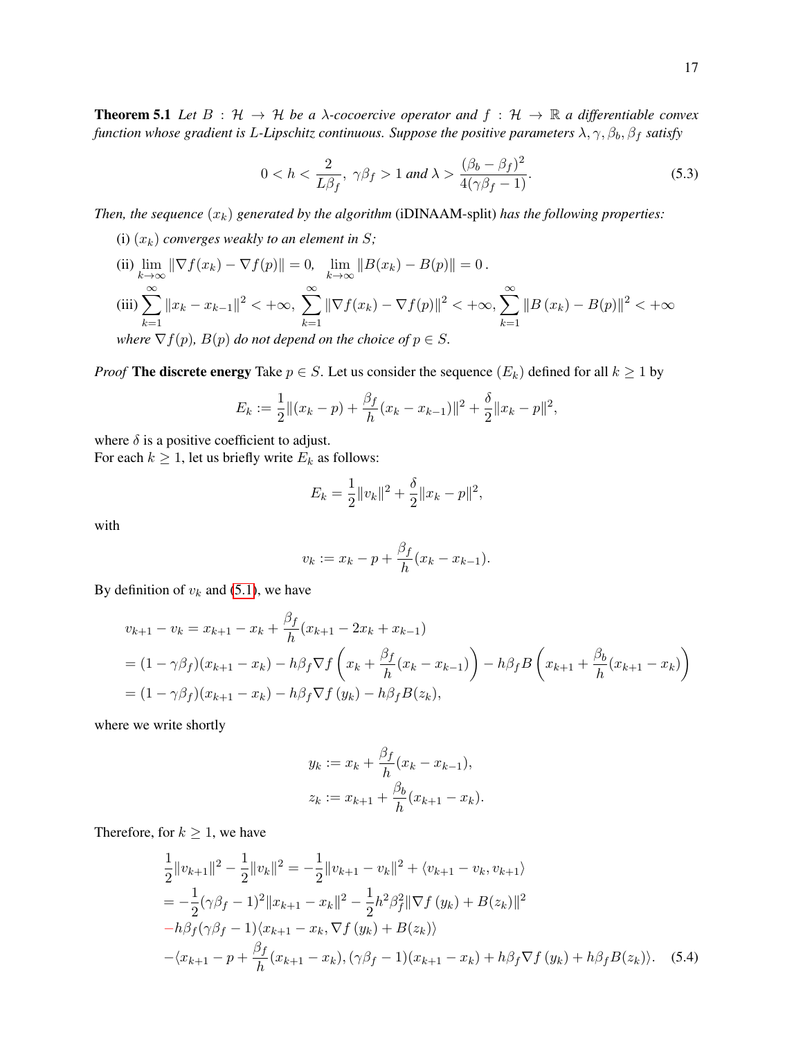**Theorem 5.1** *Let $B : \mathcal{H} \to \mathcal{H}$ be a $\lambda$-cocoercive operator and $f : \mathcal{H} \to \mathbb{R}$ a differentiable convex function whose gradient is L-Lipschitz continuous. Suppose the positive parameters $\lambda, \gamma, \beta_b, \beta_f$ satisfy*

$$0 < h < \frac{2}{L\beta_f},\ \gamma\beta_f > 1 \text{ and } \lambda > \frac{(\beta_b - \beta_f)^2}{4(\gamma\beta_f - 1)}. \tag{5.3}$$

*Then, the sequence $(x_k)$ generated by the algorithm* (iDINAAM-split) *has the following properties:*

(i) $(x_k)$ *converges weakly to an element in $S$;*

(ii) $\lim_{k\to\infty} \|\nabla f(x_k) - \nabla f(p)\| = 0, \quad \lim_{k\to\infty} \|B(x_k) - B(p)\| = 0\,.$

(iii) $\sum_{k=1}^{\infty} \|x_k - x_{k-1}\|^2 < +\infty,\ \sum_{k=1}^{\infty} \|\nabla f(x_k) - \nabla f(p)\|^2 < +\infty, \sum_{k=1}^{\infty} \|B(x_k) - B(p)\|^2 < +\infty$
*where $\nabla f(p)$, $B(p)$ do not depend on the choice of $p \in S$.*

*Proof* **The discrete energy** Take $p \in S$. Let us consider the sequence $(E_k)$ defined for all $k \geq 1$ by

$$E_k := \frac{1}{2}\|(x_k - p) + \frac{\beta_f}{h}(x_k - x_{k-1})\|^2 + \frac{\delta}{2}\|x_k - p\|^2,$$

where $\delta$ is a positive coefficient to adjust.
For each $k \geq 1$, let us briefly write $E_k$ as follows:

$$E_k = \frac{1}{2}\|v_k\|^2 + \frac{\delta}{2}\|x_k - p\|^2,$$

with

$$v_k := x_k - p + \frac{\beta_f}{h}(x_k - x_{k-1}).$$

By definition of $v_k$ and (5.1), we have

$$\begin{aligned}
v_{k+1} - v_k &= x_{k+1} - x_k + \frac{\beta_f}{h}(x_{k+1} - 2x_k + x_{k-1}) \\
&= (1 - \gamma\beta_f)(x_{k+1} - x_k) - h\beta_f \nabla f\left(x_k + \frac{\beta_f}{h}(x_k - x_{k-1})\right) - h\beta_f B\left(x_{k+1} + \frac{\beta_b}{h}(x_{k+1} - x_k)\right) \\
&= (1 - \gamma\beta_f)(x_{k+1} - x_k) - h\beta_f \nabla f(y_k) - h\beta_f B(z_k),
\end{aligned}$$

where we write shortly

$$\begin{aligned}
y_k &:= x_k + \frac{\beta_f}{h}(x_k - x_{k-1}), \\
z_k &:= x_{k+1} + \frac{\beta_b}{h}(x_{k+1} - x_k).
\end{aligned}$$

Therefore, for $k \geq 1$, we have

$$\begin{aligned}
&\frac{1}{2}\|v_{k+1}\|^2 - \frac{1}{2}\|v_k\|^2 = -\frac{1}{2}\|v_{k+1} - v_k\|^2 + \langle v_{k+1} - v_k, v_{k+1}\rangle \\
&= -\frac{1}{2}(\gamma\beta_f - 1)^2\|x_{k+1} - x_k\|^2 - \frac{1}{2}h^2\beta_f^2\|\nabla f(y_k) + B(z_k)\|^2 \\
&-h\beta_f(\gamma\beta_f - 1)\langle x_{k+1} - x_k, \nabla f(y_k) + B(z_k)\rangle \\
&-\langle x_{k+1} - p + \frac{\beta_f}{h}(x_{k+1} - x_k), (\gamma\beta_f - 1)(x_{k+1} - x_k) + h\beta_f \nabla f(y_k) + h\beta_f B(z_k)\rangle.
\end{aligned} \tag{5.4}$$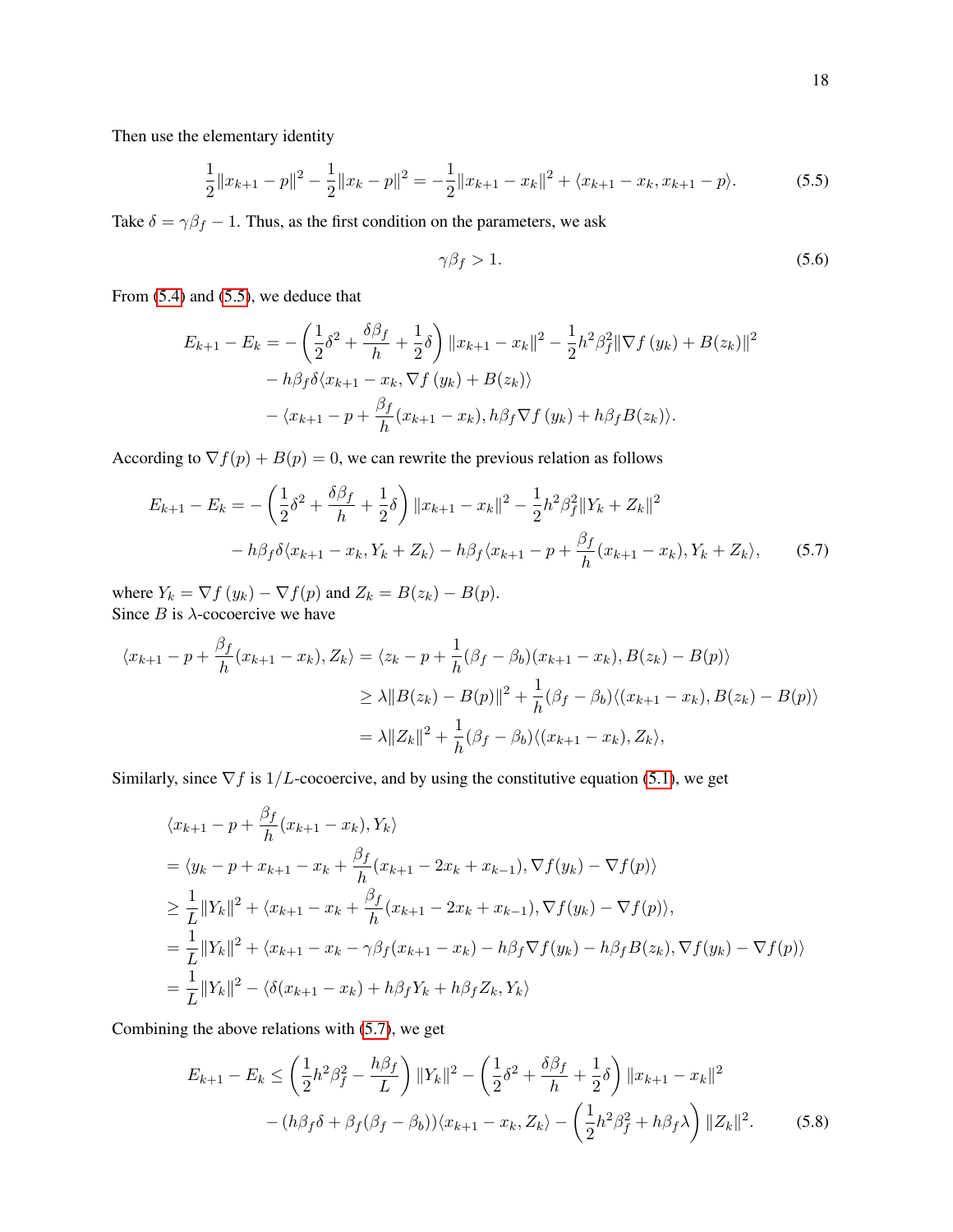Then use the elementary identity

$$\frac{1}{2}\|x_{k+1}-p\|^2 - \frac{1}{2}\|x_k - p\|^2 = -\frac{1}{2}\|x_{k+1}-x_k\|^2 + \langle x_{k+1}-x_k, x_{k+1}-p\rangle. \tag{5.5}$$

Take $\delta = \gamma\beta_f - 1$. Thus, as the first condition on the parameters, we ask

$$\gamma\beta_f > 1. \tag{5.6}$$

From (5.4) and (5.5), we deduce that

$$\begin{aligned}
E_{k+1} - E_k = &-\left(\frac{1}{2}\delta^2 + \frac{\delta\beta_f}{h} + \frac{1}{2}\delta\right)\|x_{k+1}-x_k\|^2 - \frac{1}{2}h^2\beta_f^2\|\nabla f(y_k) + B(z_k)\|^2 \\
&- h\beta_f\delta\langle x_{k+1}-x_k, \nabla f(y_k) + B(z_k)\rangle \\
&- \langle x_{k+1} - p + \frac{\beta_f}{h}(x_{k+1}-x_k), h\beta_f\nabla f(y_k) + h\beta_f B(z_k)\rangle.
\end{aligned}$$

According to $\nabla f(p) + B(p) = 0$, we can rewrite the previous relation as follows

$$\begin{aligned}
E_{k+1} - E_k = &-\left(\frac{1}{2}\delta^2 + \frac{\delta\beta_f}{h} + \frac{1}{2}\delta\right)\|x_{k+1}-x_k\|^2 - \frac{1}{2}h^2\beta_f^2\|Y_k + Z_k\|^2 \\
&- h\beta_f\delta\langle x_{k+1}-x_k, Y_k + Z_k\rangle - h\beta_f\langle x_{k+1} - p + \frac{\beta_f}{h}(x_{k+1}-x_k), Y_k + Z_k\rangle,
\end{aligned} \tag{5.7}$$

where $Y_k = \nabla f(y_k) - \nabla f(p)$ and $Z_k = B(z_k) - B(p)$.
Since $B$ is $\lambda$-cocoercive we have

$$\begin{aligned}
\langle x_{k+1} - p + \frac{\beta_f}{h}(x_{k+1}-x_k), Z_k\rangle &= \langle z_k - p + \frac{1}{h}(\beta_f - \beta_b)(x_{k+1}-x_k), B(z_k) - B(p)\rangle \\
&\geq \lambda\|B(z_k) - B(p)\|^2 + \frac{1}{h}(\beta_f - \beta_b)\langle (x_{k+1}-x_k), B(z_k) - B(p)\rangle \\
&= \lambda\|Z_k\|^2 + \frac{1}{h}(\beta_f - \beta_b)\langle (x_{k+1}-x_k), Z_k\rangle,
\end{aligned}$$

Similarly, since $\nabla f$ is $1/L$-cocoercive, and by using the constitutive equation (5.1), we get

$$\begin{aligned}
&\langle x_{k+1} - p + \frac{\beta_f}{h}(x_{k+1}-x_k), Y_k\rangle \\
&= \langle y_k - p + x_{k+1} - x_k + \frac{\beta_f}{h}(x_{k+1} - 2x_k + x_{k-1}), \nabla f(y_k) - \nabla f(p)\rangle \\
&\geq \frac{1}{L}\|Y_k\|^2 + \langle x_{k+1} - x_k + \frac{\beta_f}{h}(x_{k+1} - 2x_k + x_{k-1}), \nabla f(y_k) - \nabla f(p)\rangle, \\
&= \frac{1}{L}\|Y_k\|^2 + \langle x_{k+1} - x_k - \gamma\beta_f(x_{k+1}-x_k) - h\beta_f\nabla f(y_k) - h\beta_f B(z_k), \nabla f(y_k) - \nabla f(p)\rangle \\
&= \frac{1}{L}\|Y_k\|^2 - \langle \delta(x_{k+1}-x_k) + h\beta_f Y_k + h\beta_f Z_k, Y_k\rangle
\end{aligned}$$

Combining the above relations with (5.7), we get

$$\begin{aligned}
E_{k+1} - E_k \leq &\left(\frac{1}{2}h^2\beta_f^2 - \frac{h\beta_f}{L}\right)\|Y_k\|^2 - \left(\frac{1}{2}\delta^2 + \frac{\delta\beta_f}{h} + \frac{1}{2}\delta\right)\|x_{k+1}-x_k\|^2 \\
&- (h\beta_f\delta + \beta_f(\beta_f - \beta_b))\langle x_{k+1}-x_k, Z_k\rangle - \left(\frac{1}{2}h^2\beta_f^2 + h\beta_f\lambda\right)\|Z_k\|^2.
\end{aligned} \tag{5.8}$$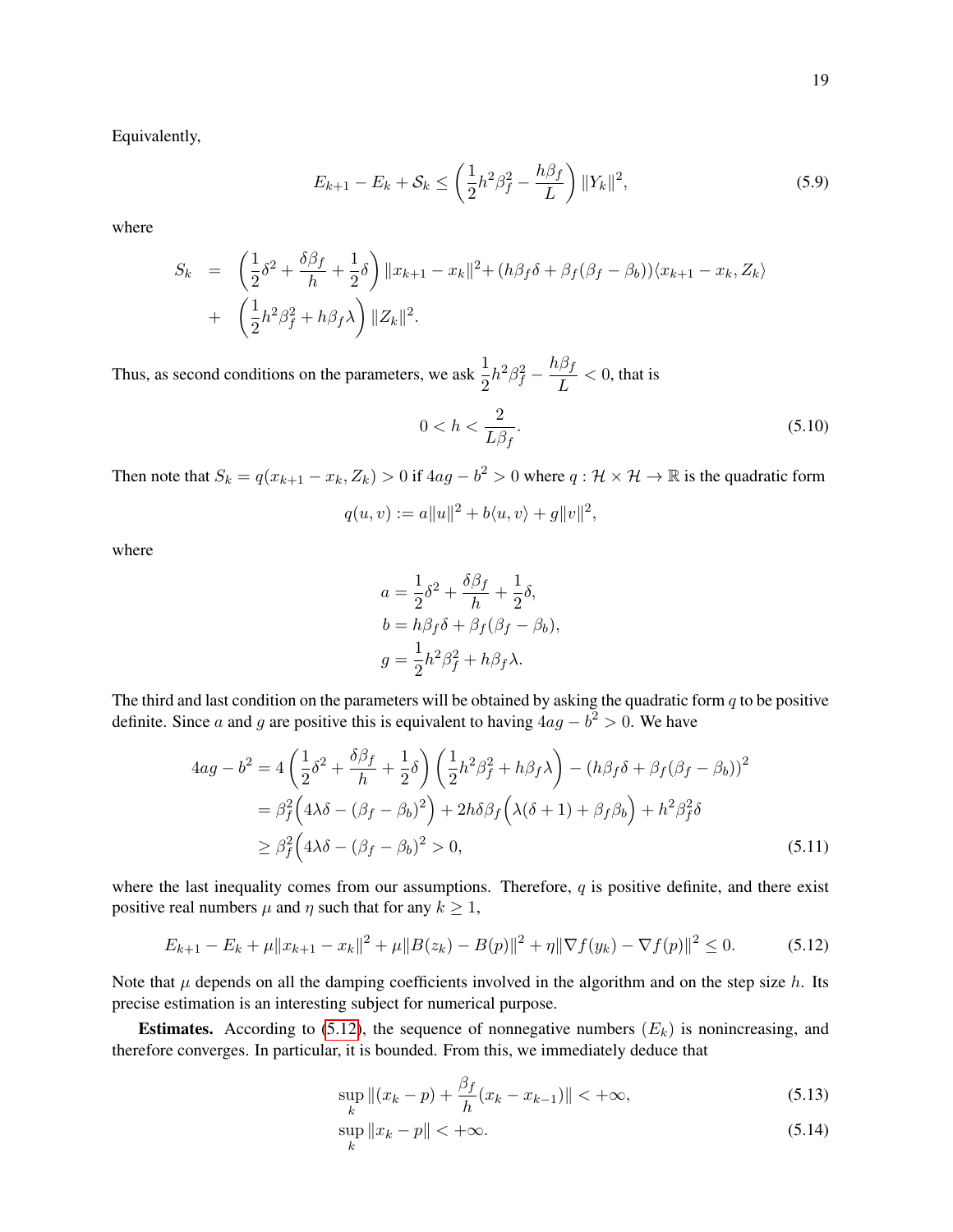Equivalently,

$$E_{k+1} - E_k + \mathcal{S}_k \le \left(\frac{1}{2}h^2\beta_f^2 - \frac{h\beta_f}{L}\right)\|Y_k\|^2, \tag{5.9}$$

where

$$\begin{aligned} S_k &= \left(\frac{1}{2}\delta^2 + \frac{\delta\beta_f}{h} + \frac{1}{2}\delta\right)\|x_{k+1} - x_k\|^2 + (h\beta_f\delta + \beta_f(\beta_f - \beta_b))\langle x_{k+1} - x_k, Z_k\rangle \\ &+ \left(\frac{1}{2}h^2\beta_f^2 + h\beta_f\lambda\right)\|Z_k\|^2. \end{aligned}$$

Thus, as second conditions on the parameters, we ask $\frac{1}{2}h^2\beta_f^2 - \frac{h\beta_f}{L} < 0$, that is

$$0 < h < \frac{2}{L\beta_f}. \tag{5.10}$$

Then note that $S_k = q(x_{k+1} - x_k, Z_k) > 0$ if $4ag - b^2 > 0$ where $q : \mathcal{H} \times \mathcal{H} \to \mathbb{R}$ is the quadratic form

$$q(u, v) := a\|u\|^2 + b\langle u, v\rangle + g\|v\|^2,$$

where

$$\begin{aligned} a &= \frac{1}{2}\delta^2 + \frac{\delta\beta_f}{h} + \frac{1}{2}\delta, \\ b &= h\beta_f\delta + \beta_f(\beta_f - \beta_b), \\ g &= \frac{1}{2}h^2\beta_f^2 + h\beta_f\lambda. \end{aligned}$$

The third and last condition on the parameters will be obtained by asking the quadratic form $q$ to be positive definite. Since $a$ and $g$ are positive this is equivalent to having $4ag - b^2 > 0$. We have

$$\begin{aligned} 4ag - b^2 &= 4\left(\frac{1}{2}\delta^2 + \frac{\delta\beta_f}{h} + \frac{1}{2}\delta\right)\left(\frac{1}{2}h^2\beta_f^2 + h\beta_f\lambda\right) - (h\beta_f\delta + \beta_f(\beta_f - \beta_b))^2 \\ &= \beta_f^2\Big(4\lambda\delta - (\beta_f - \beta_b)^2\Big) + 2h\delta\beta_f\Big(\lambda(\delta + 1) + \beta_f\beta_b\Big) + h^2\beta_f^2\delta \\ &\ge \beta_f^2\Big(4\lambda\delta - (\beta_f - \beta_b)^2 > 0, \end{aligned} \tag{5.11}$$

where the last inequality comes from our assumptions. Therefore, $q$ is positive definite, and there exist positive real numbers $\mu$ and $\eta$ such that for any $k \ge 1$,

$$E_{k+1} - E_k + \mu\|x_{k+1} - x_k\|^2 + \mu\|B(z_k) - B(p)\|^2 + \eta\|\nabla f(y_k) - \nabla f(p)\|^2 \le 0. \tag{5.12}$$

Note that $\mu$ depends on all the damping coefficients involved in the algorithm and on the step size $h$. Its precise estimation is an interesting subject for numerical purpose.

**Estimates.** According to (5.12), the sequence of nonnegative numbers $(E_k)$ is nonincreasing, and therefore converges. In particular, it is bounded. From this, we immediately deduce that

$$\sup_k \|(x_k - p) + \frac{\beta_f}{h}(x_k - x_{k-1})\| < +\infty, \tag{5.13}$$

$$\sup_k \|x_k - p\| < +\infty. \tag{5.14}$$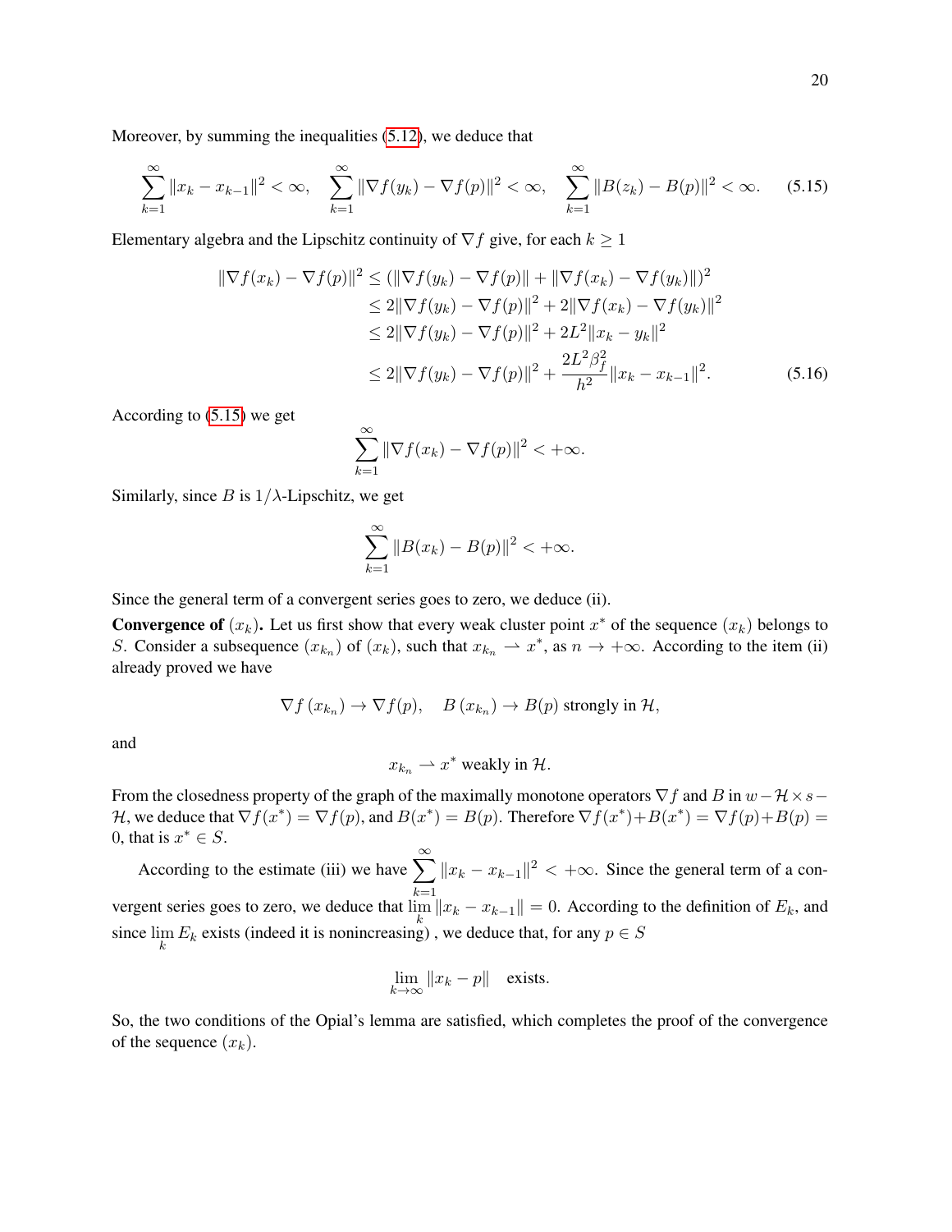Moreover, by summing the inequalities (5.12), we deduce that

$$\sum_{k=1}^{\infty} \|x_k - x_{k-1}\|^2 < \infty, \quad \sum_{k=1}^{\infty} \|\nabla f(y_k) - \nabla f(p)\|^2 < \infty, \quad \sum_{k=1}^{\infty} \|B(z_k) - B(p)\|^2 < \infty. \tag{5.15}$$

Elementary algebra and the Lipschitz continuity of $\nabla f$ give, for each $k \geq 1$

$$\begin{aligned}
\|\nabla f(x_k) - \nabla f(p)\|^2 &\leq (\|\nabla f(y_k) - \nabla f(p)\| + \|\nabla f(x_k) - \nabla f(y_k)\|)^2 \\
&\leq 2\|\nabla f(y_k) - \nabla f(p)\|^2 + 2\|\nabla f(x_k) - \nabla f(y_k)\|^2 \\
&\leq 2\|\nabla f(y_k) - \nabla f(p)\|^2 + 2L^2\|x_k - y_k\|^2 \\
&\leq 2\|\nabla f(y_k) - \nabla f(p)\|^2 + \frac{2L^2\beta_f^2}{h^2}\|x_k - x_{k-1}\|^2.
\end{aligned} \tag{5.16}$$

According to (5.15) we get

$$\sum_{k=1}^{\infty} \|\nabla f(x_k) - \nabla f(p)\|^2 < +\infty.$$

Similarly, since $B$ is $1/\lambda$-Lipschitz, we get

$$\sum_{k=1}^{\infty} \|B(x_k) - B(p)\|^2 < +\infty.$$

Since the general term of a convergent series goes to zero, we deduce (ii).

**Convergence of $(x_k)$.** Let us first show that every weak cluster point $x^*$ of the sequence $(x_k)$ belongs to $S$. Consider a subsequence $(x_{k_n})$ of $(x_k)$, such that $x_{k_n} \rightharpoonup x^*$, as $n \to +\infty$. According to the item (ii) already proved we have

$$\nabla f(x_{k_n}) \to \nabla f(p), \quad B(x_{k_n}) \to B(p) \text{ strongly in } \mathcal{H},$$

and

$$x_{k_n} \rightharpoonup x^* \text{ weakly in } \mathcal{H}.$$

From the closedness property of the graph of the maximally monotone operators $\nabla f$ and $B$ in $w-\mathcal{H} \times s-\mathcal{H}$, we deduce that $\nabla f(x^*) = \nabla f(p)$, and $B(x^*) = B(p)$. Therefore $\nabla f(x^*)+B(x^*) = \nabla f(p)+B(p) = 0$, that is $x^* \in S$.

According to the estimate (iii) we have $\sum_{k=1}^{\infty} \|x_k - x_{k-1}\|^2 < +\infty$. Since the general term of a convergent series goes to zero, we deduce that $\lim_k \|x_k - x_{k-1}\| = 0$. According to the definition of $E_k$, and since $\lim_k E_k$ exists (indeed it is nonincreasing) , we deduce that, for any $p \in S$

$$\lim_{k\to\infty} \|x_k - p\| \quad \text{exists.}$$

So, the two conditions of the Opial's lemma are satisfied, which completes the proof of the convergence of the sequence $(x_k)$.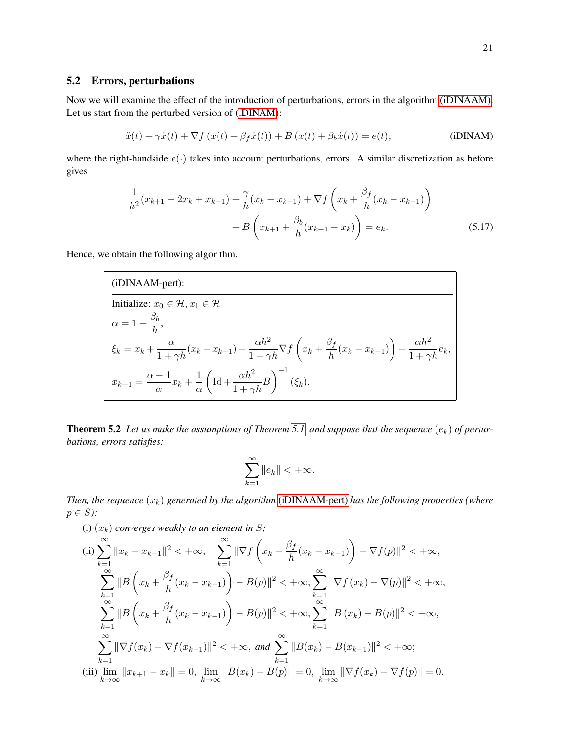### 5.2 Errors, perturbations

Now we will examine the effect of the introduction of perturbations, errors in the algorithm (iDINAAM). Let us start from the perturbed version of (iDINAM):

$$\ddot{x}(t) + \gamma \dot{x}(t) + \nabla f\left(x(t) + \beta_f \dot{x}(t)\right) + B\left(x(t) + \beta_b \dot{x}(t)\right) = e(t), \tag{iDINAM}$$

where the right-handside $e(\cdot)$ takes into account perturbations, errors. A similar discretization as before gives

$$\frac{1}{h^2}(x_{k+1} - 2x_k + x_{k-1}) + \frac{\gamma}{h}(x_k - x_{k-1}) + \nabla f\left(x_k + \frac{\beta_f}{h}(x_k - x_{k-1})\right) + B\left(x_{k+1} + \frac{\beta_b}{h}(x_{k+1} - x_k)\right) = e_k. \tag{5.17}$$

Hence, we obtain the following algorithm.

> (iDINAAM-pert):
>
> Initialize: $x_0 \in \mathcal{H}, x_1 \in \mathcal{H}$
>
> $\alpha = 1 + \dfrac{\beta_b}{h}$,
>
> $\xi_k = x_k + \dfrac{\alpha}{1+\gamma h}(x_k - x_{k-1}) - \dfrac{\alpha h^2}{1+\gamma h}\nabla f\left(x_k + \dfrac{\beta_f}{h}(x_k - x_{k-1})\right) + \dfrac{\alpha h^2}{1+\gamma h} e_k$,
>
> $x_{k+1} = \dfrac{\alpha - 1}{\alpha} x_k + \dfrac{1}{\alpha}\left(\mathrm{Id} + \dfrac{\alpha h^2}{1+\gamma h} B\right)^{-1}(\xi_k)$.

**Theorem 5.2** *Let us make the assumptions of Theorem 5.1 and suppose that the sequence $(e_k)$ of perturbations, errors satisfies:*

$$\sum_{k=1}^{\infty} \|e_k\| < +\infty.$$

*Then, the sequence $(x_k)$ generated by the algorithm (iDINAAM-pert) has the following properties (where $p \in S$):*

(i) *$(x_k)$ converges weakly to an element in $S$;*

(ii) $\displaystyle\sum_{k=1}^{\infty} \|x_k - x_{k-1}\|^2 < +\infty, \quad \sum_{k=1}^{\infty} \left\|\nabla f\left(x_k + \frac{\beta_f}{h}(x_k - x_{k-1})\right) - \nabla f(p)\right\|^2 < +\infty,$

$\displaystyle\sum_{k=1}^{\infty} \left\|B\left(x_k + \frac{\beta_f}{h}(x_k - x_{k-1})\right) - B(p)\right\|^2 < +\infty, \sum_{k=1}^{\infty} \|\nabla f(x_k) - \nabla(p)\|^2 < +\infty,$

$\displaystyle\sum_{k=1}^{\infty} \left\|B\left(x_k + \frac{\beta_f}{h}(x_k - x_{k-1})\right) - B(p)\right\|^2 < +\infty, \sum_{k=1}^{\infty} \|B(x_k) - B(p)\|^2 < +\infty,$

$\displaystyle\sum_{k=1}^{\infty} \|\nabla f(x_k) - \nabla f(x_{k-1})\|^2 < +\infty,$ *and* $\displaystyle\sum_{k=1}^{\infty} \|B(x_k) - B(x_{k-1})\|^2 < +\infty;$

(iii) $\displaystyle\lim_{k\to\infty} \|x_{k+1} - x_k\| = 0, \ \lim_{k\to\infty} \|B(x_k) - B(p)\| = 0, \ \lim_{k\to\infty} \|\nabla f(x_k) - \nabla f(p)\| = 0.$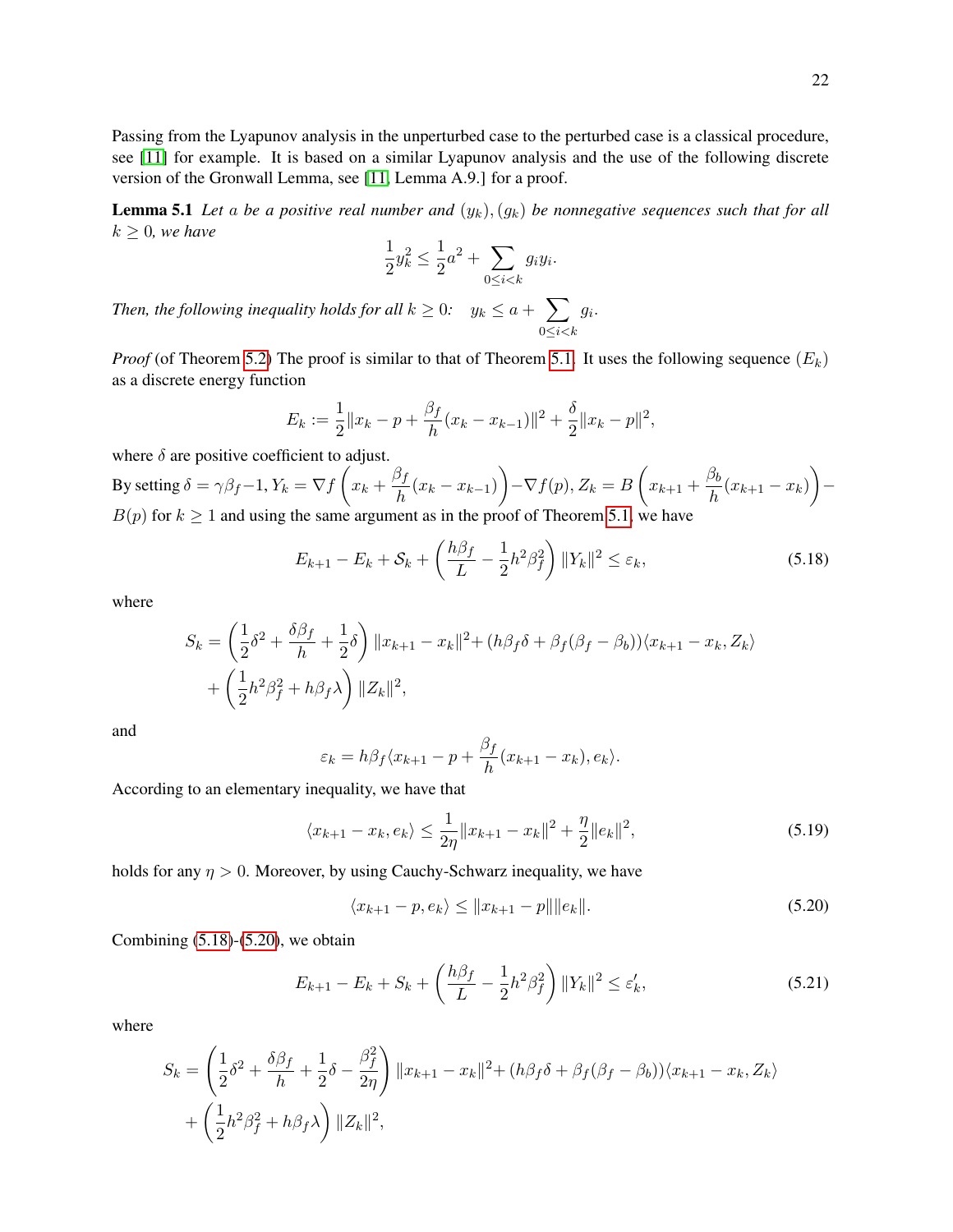Passing from the Lyapunov analysis in the unperturbed case to the perturbed case is a classical procedure, see [11] for example. It is based on a similar Lyapunov analysis and the use of the following discrete version of the Gronwall Lemma, see [11, Lemma A.9.] for a proof.

**Lemma 5.1** *Let $a$ be a positive real number and $(y_k), (g_k)$ be nonnegative sequences such that for all $k \geq 0$, we have*

$$\frac{1}{2}y_k^2 \leq \frac{1}{2}a^2 + \sum_{0 \leq i < k} g_i y_i.$$

*Then, the following inequality holds for all $k \geq 0$:* $\quad y_k \leq a + \sum_{0 \leq i < k} g_i.$

*Proof* (of Theorem 5.2) The proof is similar to that of Theorem 5.1. It uses the following sequence $(E_k)$ as a discrete energy function

$$E_k := \frac{1}{2}\|x_k - p + \frac{\beta_f}{h}(x_k - x_{k-1})\|^2 + \frac{\delta}{2}\|x_k - p\|^2,$$

where $\delta$ are positive coefficient to adjust.
By setting $\delta = \gamma\beta_f - 1$, $Y_k = \nabla f\left(x_k + \frac{\beta_f}{h}(x_k - x_{k-1})\right) - \nabla f(p)$, $Z_k = B\left(x_{k+1} + \frac{\beta_b}{h}(x_{k+1} - x_k)\right) - B(p)$ for $k \geq 1$ and using the same argument as in the proof of Theorem 5.1, we have

$$E_{k+1} - E_k + \mathcal{S}_k + \left(\frac{h\beta_f}{L} - \frac{1}{2}h^2\beta_f^2\right)\|Y_k\|^2 \leq \varepsilon_k, \tag{5.18}$$

where

$$\begin{aligned} S_k = &\left(\frac{1}{2}\delta^2 + \frac{\delta\beta_f}{h} + \frac{1}{2}\delta\right)\|x_{k+1} - x_k\|^2 + (h\beta_f\delta + \beta_f(\beta_f - \beta_b))\langle x_{k+1} - x_k, Z_k\rangle \\ &+ \left(\frac{1}{2}h^2\beta_f^2 + h\beta_f\lambda\right)\|Z_k\|^2, \end{aligned}$$

and

$$\varepsilon_k = h\beta_f\langle x_{k+1} - p + \frac{\beta_f}{h}(x_{k+1} - x_k), e_k\rangle.$$

According to an elementary inequality, we have that

$$\langle x_{k+1} - x_k, e_k\rangle \leq \frac{1}{2\eta}\|x_{k+1} - x_k\|^2 + \frac{\eta}{2}\|e_k\|^2, \tag{5.19}$$

holds for any $\eta > 0$. Moreover, by using Cauchy-Schwarz inequality, we have

$$\langle x_{k+1} - p, e_k\rangle \leq \|x_{k+1} - p\|\|e_k\|. \tag{5.20}$$

Combining (5.18)-(5.20), we obtain

$$E_{k+1} - E_k + S_k + \left(\frac{h\beta_f}{L} - \frac{1}{2}h^2\beta_f^2\right)\|Y_k\|^2 \leq \varepsilon'_k, \tag{5.21}$$

where

$$\begin{aligned} S_k = &\left(\frac{1}{2}\delta^2 + \frac{\delta\beta_f}{h} + \frac{1}{2}\delta - \frac{\beta_f^2}{2\eta}\right)\|x_{k+1} - x_k\|^2 + (h\beta_f\delta + \beta_f(\beta_f - \beta_b))\langle x_{k+1} - x_k, Z_k\rangle \\ &+ \left(\frac{1}{2}h^2\beta_f^2 + h\beta_f\lambda\right)\|Z_k\|^2, \end{aligned}$$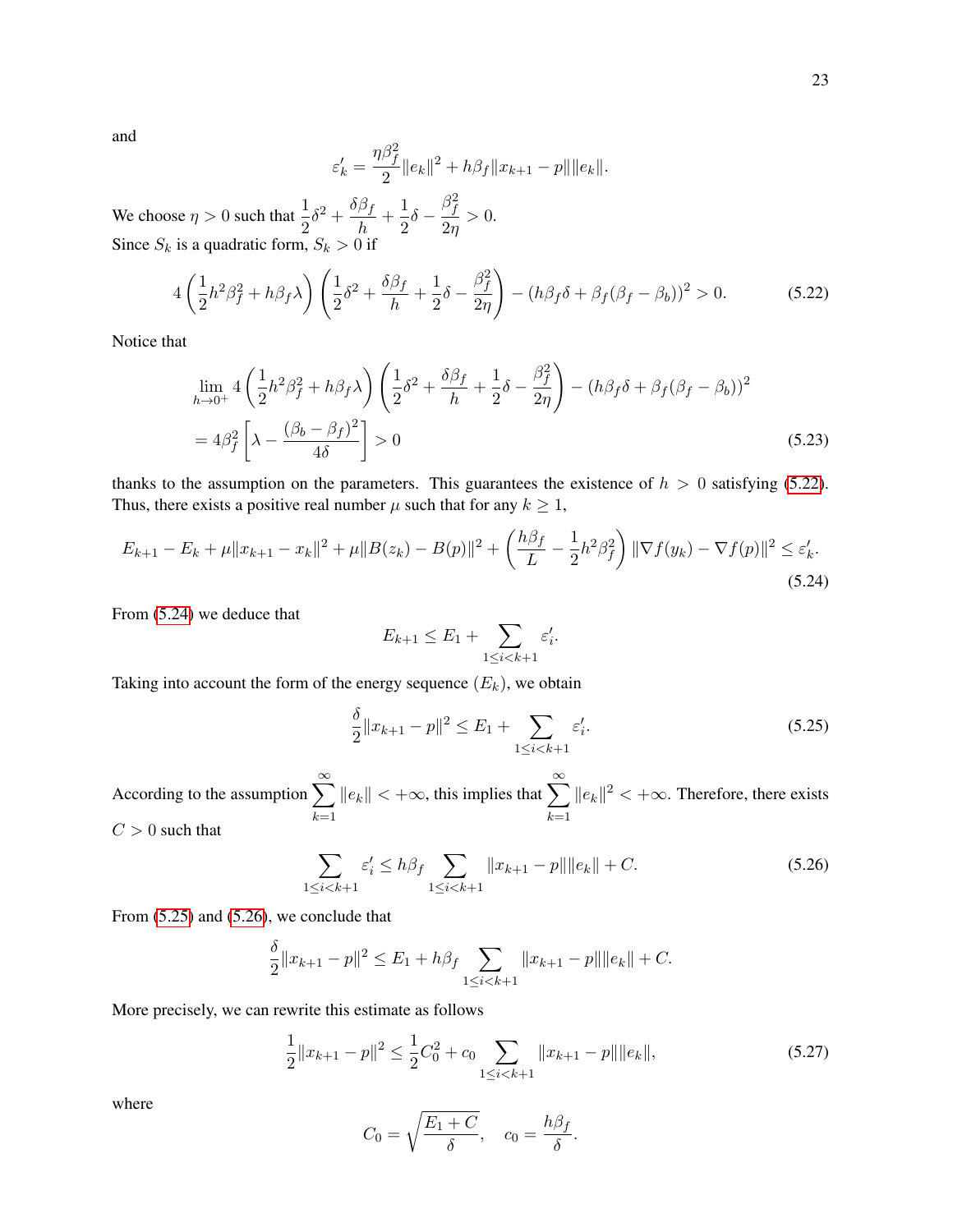and

$$\varepsilon'_k = \frac{\eta\beta_f^2}{2}\|e_k\|^2 + h\beta_f\|x_{k+1} - p\|\|e_k\|.$$

We choose $\eta > 0$ such that $\dfrac{1}{2}\delta^2 + \dfrac{\delta\beta_f}{h} + \dfrac{1}{2}\delta - \dfrac{\beta_f^2}{2\eta} > 0$.
Since $S_k$ is a quadratic form, $S_k > 0$ if

$$4\left(\frac{1}{2}h^2\beta_f^2 + h\beta_f\lambda\right)\left(\frac{1}{2}\delta^2 + \frac{\delta\beta_f}{h} + \frac{1}{2}\delta - \frac{\beta_f^2}{2\eta}\right) - (h\beta_f\delta + \beta_f(\beta_f - \beta_b))^2 > 0. \tag{5.22}$$

Notice that

$$\begin{aligned}
&\lim_{h\to 0^+} 4\left(\frac{1}{2}h^2\beta_f^2 + h\beta_f\lambda\right)\left(\frac{1}{2}\delta^2 + \frac{\delta\beta_f}{h} + \frac{1}{2}\delta - \frac{\beta_f^2}{2\eta}\right) - (h\beta_f\delta + \beta_f(\beta_f - \beta_b))^2 \\
&= 4\beta_f^2\left[\lambda - \frac{(\beta_b - \beta_f)^2}{4\delta}\right] > 0
\end{aligned} \tag{5.23}$$

thanks to the assumption on the parameters. This guarantees the existence of $h > 0$ satisfying (5.22). Thus, there exists a positive real number $\mu$ such that for any $k \geq 1$,

$$E_{k+1} - E_k + \mu\|x_{k+1} - x_k\|^2 + \mu\|B(z_k) - B(p)\|^2 + \left(\frac{h\beta_f}{L} - \frac{1}{2}h^2\beta_f^2\right)\|\nabla f(y_k) - \nabla f(p)\|^2 \leq \varepsilon'_k. \tag{5.24}$$

From (5.24) we deduce that

$$E_{k+1} \leq E_1 + \sum_{1\leq i<k+1} \varepsilon'_i.$$

Taking into account the form of the energy sequence $(E_k)$, we obtain

$$\frac{\delta}{2}\|x_{k+1} - p\|^2 \leq E_1 + \sum_{1\leq i<k+1} \varepsilon'_i. \tag{5.25}$$

According to the assumption $\displaystyle\sum_{k=1}^{\infty}\|e_k\| < +\infty$, this implies that $\displaystyle\sum_{k=1}^{\infty}\|e_k\|^2 < +\infty$. Therefore, there exists $C > 0$ such that

$$\sum_{1\leq i<k+1} \varepsilon'_i \leq h\beta_f \sum_{1\leq i<k+1} \|x_{k+1} - p\|\|e_k\| + C. \tag{5.26}$$

From (5.25) and (5.26), we conclude that

$$\frac{\delta}{2}\|x_{k+1} - p\|^2 \leq E_1 + h\beta_f \sum_{1\leq i<k+1} \|x_{k+1} - p\|\|e_k\| + C.$$

More precisely, we can rewrite this estimate as follows

$$\frac{1}{2}\|x_{k+1} - p\|^2 \leq \frac{1}{2}C_0^2 + c_0 \sum_{1\leq i<k+1} \|x_{k+1} - p\|\|e_k\|, \tag{5.27}$$

where

$$C_0 = \sqrt{\frac{E_1 + C}{\delta}}, \quad c_0 = \frac{h\beta_f}{\delta}.$$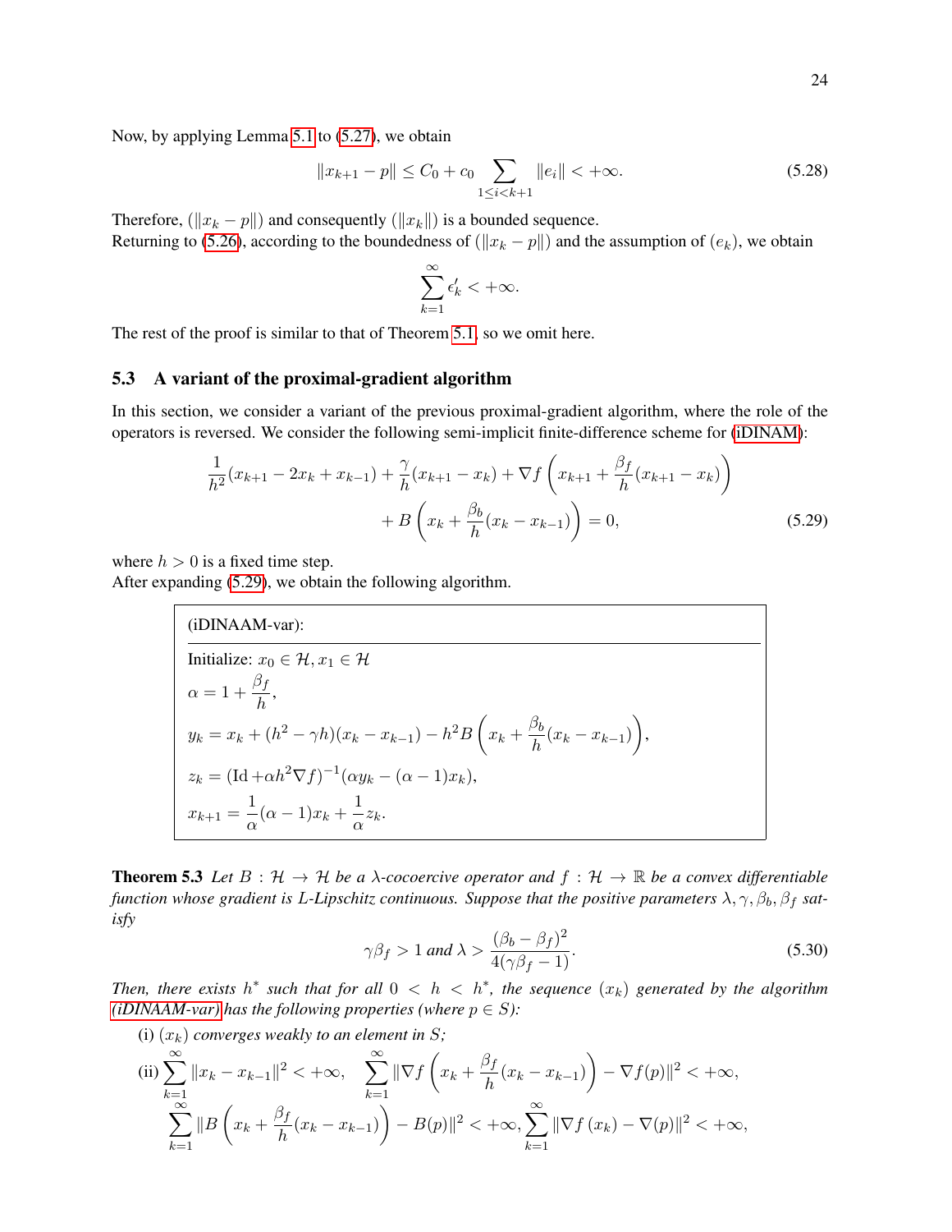Now, by applying Lemma 5.1 to (5.27), we obtain

$$\|x_{k+1} - p\| \le C_0 + c_0 \sum_{1 \le i < k+1} \|e_i\| < +\infty. \tag{5.28}$$

Therefore, $(\|x_k - p\|)$ and consequently $(\|x_k\|)$ is a bounded sequence.
Returning to (5.26), according to the boundedness of $(\|x_k - p\|)$ and the assumption of $(e_k)$, we obtain

$$\sum_{k=1}^{\infty} \epsilon_k' < +\infty.$$

The rest of the proof is similar to that of Theorem 5.1, so we omit here.

### 5.3 A variant of the proximal-gradient algorithm

In this section, we consider a variant of the previous proximal-gradient algorithm, where the role of the operators is reversed. We consider the following semi-implicit finite-difference scheme for (iDINAM):

$$\frac{1}{h^2}(x_{k+1} - 2x_k + x_{k-1}) + \frac{\gamma}{h}(x_{k+1} - x_k) + \nabla f\left(x_{k+1} + \frac{\beta_f}{h}(x_{k+1} - x_k)\right) + B\left(x_k + \frac{\beta_b}{h}(x_k - x_{k-1})\right) = 0, \tag{5.29}$$

where $h > 0$ is a fixed time step.
After expanding (5.29), we obtain the following algorithm.

---

(iDINAAM-var):

Initialize: $x_0 \in \mathcal{H}, x_1 \in \mathcal{H}$

$\alpha = 1 + \dfrac{\beta_f}{h}$,

$y_k = x_k + (h^2 - \gamma h)(x_k - x_{k-1}) - h^2 B\left(x_k + \dfrac{\beta_b}{h}(x_k - x_{k-1})\right)$,

$z_k = (\mathrm{Id} + \alpha h^2 \nabla f)^{-1}(\alpha y_k - (\alpha - 1)x_k)$,

$x_{k+1} = \dfrac{1}{\alpha}(\alpha - 1)x_k + \dfrac{1}{\alpha} z_k$.

---

**Theorem 5.3** *Let $B : \mathcal{H} \to \mathcal{H}$ be a $\lambda$-cocoercive operator and $f : \mathcal{H} \to \mathbb{R}$ be a convex differentiable function whose gradient is $L$-Lipschitz continuous. Suppose that the positive parameters $\lambda, \gamma, \beta_b, \beta_f$ satisfy*

$$\gamma\beta_f > 1 \text{ and } \lambda > \frac{(\beta_b - \beta_f)^2}{4(\gamma\beta_f - 1)}. \tag{5.30}$$

*Then, there exists $h^*$ such that for all $0 < h < h^*$, the sequence $(x_k)$ generated by the algorithm (iDINAAM-var) has the following properties (where $p \in S$):*

(i) *$(x_k)$ converges weakly to an element in $S$;*

(ii) $\displaystyle\sum_{k=1}^{\infty} \|x_k - x_{k-1}\|^2 < +\infty, \quad \sum_{k=1}^{\infty} \left\|\nabla f\left(x_k + \frac{\beta_f}{h}(x_k - x_{k-1})\right) - \nabla f(p)\right\|^2 < +\infty,$

$\displaystyle\sum_{k=1}^{\infty} \left\|B\left(x_k + \frac{\beta_f}{h}(x_k - x_{k-1})\right) - B(p)\right\|^2 < +\infty, \sum_{k=1}^{\infty} \|\nabla f(x_k) - \nabla(p)\|^2 < +\infty,$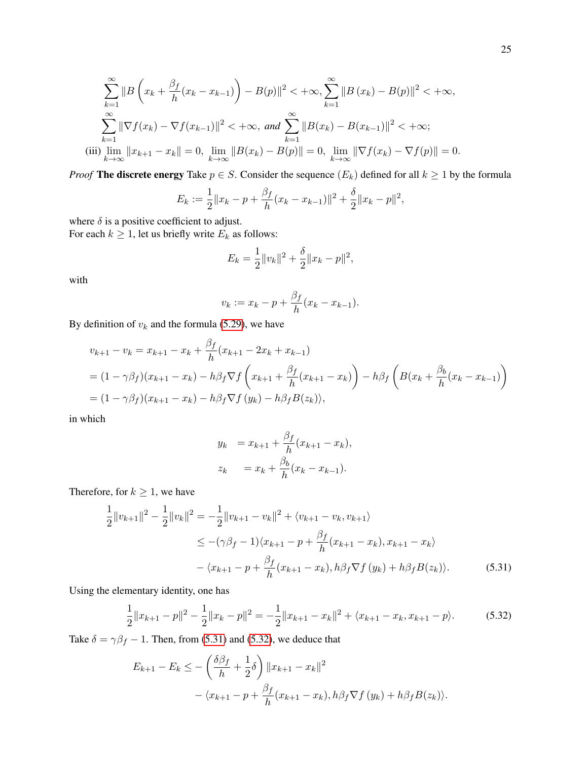$$\sum_{k=1}^{\infty}\|B\left(x_k+\frac{\beta_f}{h}(x_k-x_{k-1})\right)-B(p)\|^2<+\infty,\sum_{k=1}^{\infty}\|B\left(x_k\right)-B(p)\|^2<+\infty,$$
$$\sum_{k=1}^{\infty}\|\nabla f(x_k)-\nabla f(x_{k-1})\|^2<+\infty,\ \textit{and}\ \sum_{k=1}^{\infty}\|B(x_k)-B(x_{k-1})\|^2<+\infty;$$

(iii) $\lim_{k\to\infty}\|x_{k+1}-x_k\|=0,\ \lim_{k\to\infty}\|B(x_k)-B(p)\|=0,\ \lim_{k\to\infty}\|\nabla f(x_k)-\nabla f(p)\|=0.$

*Proof* **The discrete energy** Take $p\in S$. Consider the sequence $(E_k)$ defined for all $k\geq 1$ by the formula

$$E_k:=\frac{1}{2}\|x_k-p+\frac{\beta_f}{h}(x_k-x_{k-1})\|^2+\frac{\delta}{2}\|x_k-p\|^2,$$

where $\delta$ is a positive coefficient to adjust.
For each $k\geq 1$, let us briefly write $E_k$ as follows:

$$E_k=\frac{1}{2}\|v_k\|^2+\frac{\delta}{2}\|x_k-p\|^2,$$

with

$$v_k:=x_k-p+\frac{\beta_f}{h}(x_k-x_{k-1}).$$

By definition of $v_k$ and the formula (5.29), we have

$$\begin{aligned}
v_{k+1}-v_k&=x_{k+1}-x_k+\frac{\beta_f}{h}(x_{k+1}-2x_k+x_{k-1})\\
&=(1-\gamma\beta_f)(x_{k+1}-x_k)-h\beta_f\nabla f\left(x_{k+1}+\frac{\beta_f}{h}(x_{k+1}-x_k)\right)-h\beta_f\left(B(x_k+\frac{\beta_b}{h}(x_k-x_{k-1})\right)\\
&=(1-\gamma\beta_f)(x_{k+1}-x_k)-h\beta_f\nabla f\left(y_k\right)-h\beta_f B(z_k)\rangle,
\end{aligned}$$

in which

$$\begin{aligned}
y_k&=x_{k+1}+\frac{\beta_f}{h}(x_{k+1}-x_k),\\
z_k&=x_k+\frac{\beta_b}{h}(x_k-x_{k-1}).
\end{aligned}$$

Therefore, for $k\geq 1$, we have

$$\begin{aligned}
\frac{1}{2}\|v_{k+1}\|^2-\frac{1}{2}\|v_k\|^2&=-\frac{1}{2}\|v_{k+1}-v_k\|^2+\langle v_{k+1}-v_k,v_{k+1}\rangle\\
&\leq-(\gamma\beta_f-1)\langle x_{k+1}-p+\frac{\beta_f}{h}(x_{k+1}-x_k),x_{k+1}-x_k\rangle\\
&\quad-\langle x_{k+1}-p+\frac{\beta_f}{h}(x_{k+1}-x_k),h\beta_f\nabla f\left(y_k\right)+h\beta_f B(z_k)\rangle. \qquad (5.31)
\end{aligned}$$

Using the elementary identity, one has

$$\frac{1}{2}\|x_{k+1}-p\|^2-\frac{1}{2}\|x_k-p\|^2=-\frac{1}{2}\|x_{k+1}-x_k\|^2+\langle x_{k+1}-x_k,x_{k+1}-p\rangle. \qquad (5.32)$$

Take $\delta=\gamma\beta_f-1$. Then, from (5.31) and (5.32), we deduce that

$$\begin{aligned}
E_{k+1}-E_k&\leq-\left(\frac{\delta\beta_f}{h}+\frac{1}{2}\delta\right)\|x_{k+1}-x_k\|^2\\
&\quad-\langle x_{k+1}-p+\frac{\beta_f}{h}(x_{k+1}-x_k),h\beta_f\nabla f\left(y_k\right)+h\beta_f B(z_k)\rangle.
\end{aligned}$$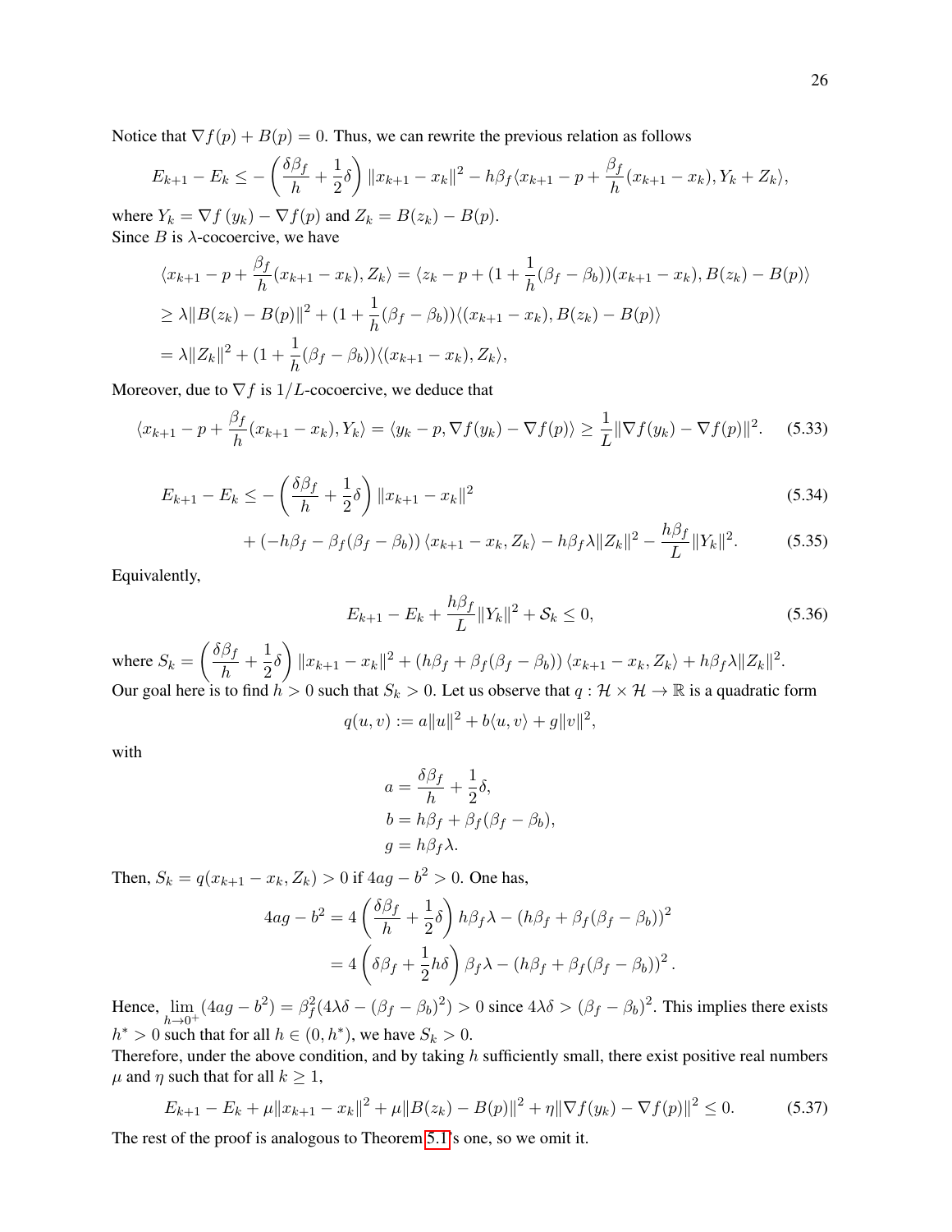Notice that $\nabla f(p) + B(p) = 0$. Thus, we can rewrite the previous relation as follows

$$E_{k+1} - E_k \leq -\left(\frac{\delta\beta_f}{h} + \frac{1}{2}\delta\right)\|x_{k+1} - x_k\|^2 - h\beta_f\langle x_{k+1} - p + \frac{\beta_f}{h}(x_{k+1} - x_k), Y_k + Z_k\rangle,$$

where $Y_k = \nabla f(y_k) - \nabla f(p)$ and $Z_k = B(z_k) - B(p)$.
Since $B$ is $\lambda$-cocoercive, we have

$$\begin{aligned}
&\langle x_{k+1} - p + \frac{\beta_f}{h}(x_{k+1} - x_k), Z_k\rangle = \langle z_k - p + (1 + \frac{1}{h}(\beta_f - \beta_b))(x_{k+1} - x_k), B(z_k) - B(p)\rangle \\
&\geq \lambda\|B(z_k) - B(p)\|^2 + (1 + \frac{1}{h}(\beta_f - \beta_b))\langle (x_{k+1} - x_k), B(z_k) - B(p)\rangle \\
&= \lambda\|Z_k\|^2 + (1 + \frac{1}{h}(\beta_f - \beta_b))\langle (x_{k+1} - x_k), Z_k\rangle,
\end{aligned}$$

Moreover, due to $\nabla f$ is $1/L$-cocoercive, we deduce that

$$\langle x_{k+1} - p + \frac{\beta_f}{h}(x_{k+1} - x_k), Y_k\rangle = \langle y_k - p, \nabla f(y_k) - \nabla f(p)\rangle \geq \frac{1}{L}\|\nabla f(y_k) - \nabla f(p)\|^2. \tag{5.33}$$

$$E_{k+1} - E_k \leq -\left(\frac{\delta\beta_f}{h} + \frac{1}{2}\delta\right)\|x_{k+1} - x_k\|^2 \tag{5.34}$$

$$+ \left(-h\beta_f - \beta_f(\beta_f - \beta_b)\right)\langle x_{k+1} - x_k, Z_k\rangle - h\beta_f\lambda\|Z_k\|^2 - \frac{h\beta_f}{L}\|Y_k\|^2. \tag{5.35}$$

Equivalently,

$$E_{k+1} - E_k + \frac{h\beta_f}{L}\|Y_k\|^2 + \mathcal{S}_k \leq 0, \tag{5.36}$$

where $S_k = \left(\frac{\delta\beta_f}{h} + \frac{1}{2}\delta\right)\|x_{k+1} - x_k\|^2 + \left(h\beta_f + \beta_f(\beta_f - \beta_b)\right)\langle x_{k+1} - x_k, Z_k\rangle + h\beta_f\lambda\|Z_k\|^2$.
Our goal here is to find $h > 0$ such that $S_k > 0$. Let us observe that $q : \mathcal{H} \times \mathcal{H} \to \mathbb{R}$ is a quadratic form

$$q(u, v) := a\|u\|^2 + b\langle u, v\rangle + g\|v\|^2,$$

with

$$\begin{aligned}
a &= \frac{\delta\beta_f}{h} + \frac{1}{2}\delta, \\
b &= h\beta_f + \beta_f(\beta_f - \beta_b), \\
g &= h\beta_f\lambda.
\end{aligned}$$

Then, $S_k = q(x_{k+1} - x_k, Z_k) > 0$ if $4ag - b^2 > 0$. One has,

$$\begin{aligned}
4ag - b^2 &= 4\left(\frac{\delta\beta_f}{h} + \frac{1}{2}\delta\right)h\beta_f\lambda - \left(h\beta_f + \beta_f(\beta_f - \beta_b)\right)^2 \\
&= 4\left(\delta\beta_f + \frac{1}{2}h\delta\right)\beta_f\lambda - \left(h\beta_f + \beta_f(\beta_f - \beta_b)\right)^2.
\end{aligned}$$

Hence, $\lim_{h\to 0^+}(4ag - b^2) = \beta_f^2(4\lambda\delta - (\beta_f - \beta_b)^2) > 0$ since $4\lambda\delta > (\beta_f - \beta_b)^2$. This implies there exists $h^* > 0$ such that for all $h \in (0, h^*)$, we have $S_k > 0$.
Therefore, under the above condition, and by taking $h$ sufficiently small, there exist positive real numbers $\mu$ and $\eta$ such that for all $k \geq 1$,

$$E_{k+1} - E_k + \mu\|x_{k+1} - x_k\|^2 + \mu\|B(z_k) - B(p)\|^2 + \eta\|\nabla f(y_k) - \nabla f(p)\|^2 \leq 0. \tag{5.37}$$

The rest of the proof is analogous to Theorem 5.1's one, so we omit it.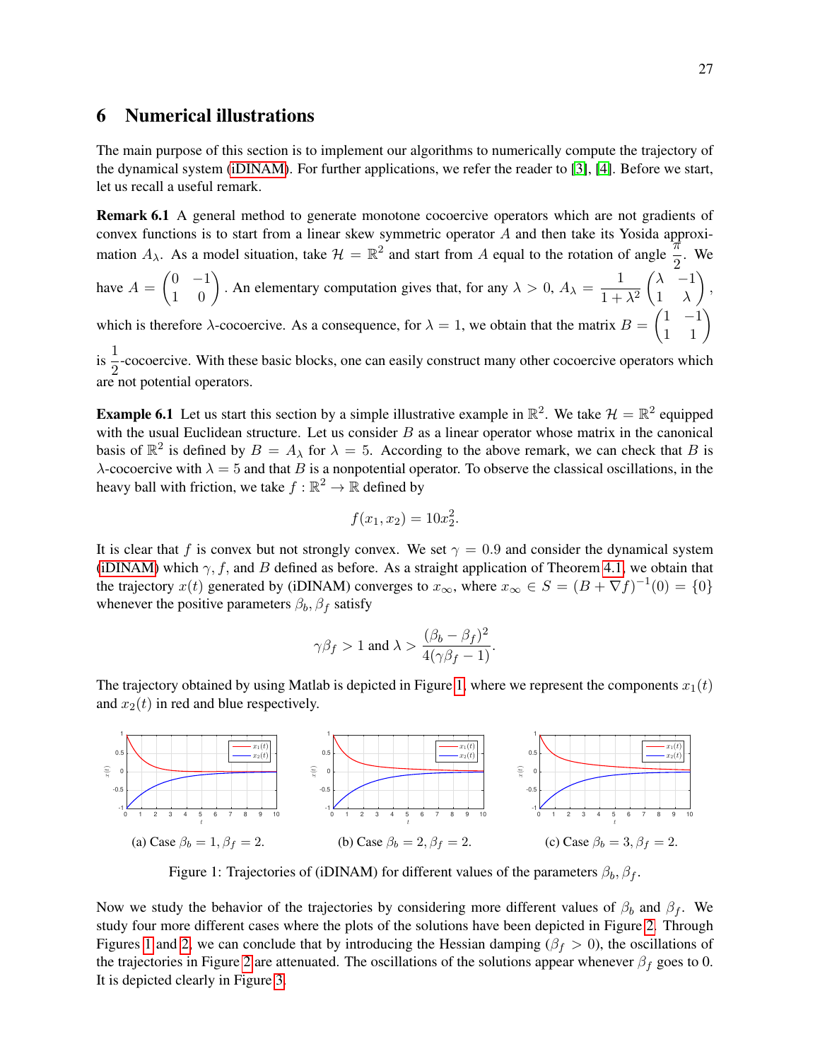## 6 Numerical illustrations

The main purpose of this section is to implement our algorithms to numerically compute the trajectory of the dynamical system (iDINAM). For further applications, we refer the reader to [3], [4]. Before we start, let us recall a useful remark.

**Remark 6.1** A general method to generate monotone cocoercive operators which are not gradients of convex functions is to start from a linear skew symmetric operator $A$ and then take its Yosida approximation $A_\lambda$. As a model situation, take $\mathcal{H} = \mathbb{R}^2$ and start from $A$ equal to the rotation of angle $\frac{\pi}{2}$. We have $A = \begin{pmatrix} 0 & -1 \\ 1 & 0 \end{pmatrix}$. An elementary computation gives that, for any $\lambda > 0$, $A_\lambda = \frac{1}{1+\lambda^2}\begin{pmatrix} \lambda & -1 \\ 1 & \lambda \end{pmatrix}$, which is therefore $\lambda$-cocoercive. As a consequence, for $\lambda = 1$, we obtain that the matrix $B = \begin{pmatrix} 1 & -1 \\ 1 & 1 \end{pmatrix}$ is $\frac{1}{2}$-cocoercive. With these basic blocks, one can easily construct many other cocoercive operators which are not potential operators.

**Example 6.1** Let us start this section by a simple illustrative example in $\mathbb{R}^2$. We take $\mathcal{H} = \mathbb{R}^2$ equipped with the usual Euclidean structure. Let us consider $B$ as a linear operator whose matrix in the canonical basis of $\mathbb{R}^2$ is defined by $B = A_\lambda$ for $\lambda = 5$. According to the above remark, we can check that $B$ is $\lambda$-cocoercive with $\lambda = 5$ and that $B$ is a nonpotential operator. To observe the classical oscillations, in the heavy ball with friction, we take $f : \mathbb{R}^2 \to \mathbb{R}$ defined by

$$f(x_1, x_2) = 10x_2^2.$$

It is clear that $f$ is convex but not strongly convex. We set $\gamma = 0.9$ and consider the dynamical system (iDINAM) which $\gamma, f$, and $B$ defined as before. As a straight application of Theorem 4.1, we obtain that the trajectory $x(t)$ generated by (iDINAM) converges to $x_\infty$, where $x_\infty \in S = (B + \nabla f)^{-1}(0) = \{0\}$ whenever the positive parameters $\beta_b, \beta_f$ satisfy

$$\gamma\beta_f > 1 \text{ and } \lambda > \frac{(\beta_b - \beta_f)^2}{4(\gamma\beta_f - 1)}.$$

The trajectory obtained by using Matlab is depicted in Figure 1, where we represent the components $x_1(t)$ and $x_2(t)$ in red and blue respectively.

(a) Case $\beta_b = 1, \beta_f = 2$.

(b) Case $\beta_b = 2, \beta_f = 2$.

(c) Case $\beta_b = 3, \beta_f = 2$.

Figure 1: Trajectories of (iDINAM) for different values of the parameters $\beta_b, \beta_f$.

Now we study the behavior of the trajectories by considering more different values of $\beta_b$ and $\beta_f$. We study four more different cases where the plots of the solutions have been depicted in Figure 2. Through Figures 1 and 2, we can conclude that by introducing the Hessian damping ($\beta_f > 0$), the oscillations of the trajectories in Figure 2 are attenuated. The oscillations of the solutions appear whenever $\beta_f$ goes to 0. It is depicted clearly in Figure 3.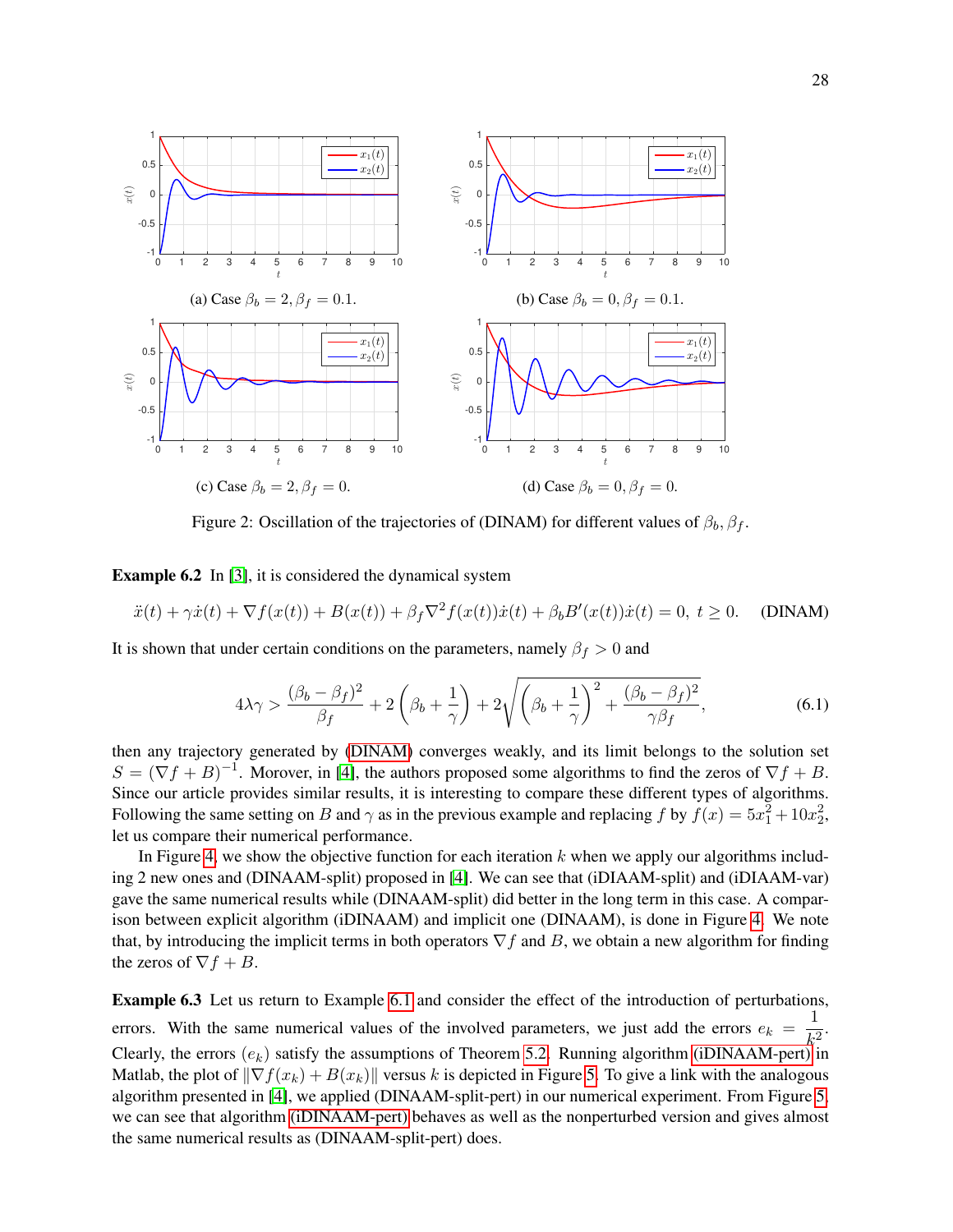(a) Case $\beta_b = 2, \beta_f = 0.1$.

(b) Case $\beta_b = 0, \beta_f = 0.1$.

(c) Case $\beta_b = 2, \beta_f = 0$.

(d) Case $\beta_b = 0, \beta_f = 0$.

Figure 2: Oscillation of the trajectories of (DINAM) for different values of $\beta_b, \beta_f$.

**Example 6.2** In [3], it is considered the dynamical system

$$\ddot{x}(t) + \gamma \dot{x}(t) + \nabla f(x(t)) + B(x(t)) + \beta_f \nabla^2 f(x(t))\dot{x}(t) + \beta_b B'(x(t))\dot{x}(t) = 0, \; t \geq 0. \quad \text{(DINAM)}$$

It is shown that under certain conditions on the parameters, namely $\beta_f > 0$ and

$$4\lambda\gamma > \frac{(\beta_b - \beta_f)^2}{\beta_f} + 2\left(\beta_b + \frac{1}{\gamma}\right) + 2\sqrt{\left(\beta_b + \frac{1}{\gamma}\right)^2 + \frac{(\beta_b - \beta_f)^2}{\gamma\beta_f}}, \tag{6.1}$$

then any trajectory generated by (DINAM) converges weakly, and its limit belongs to the solution set $S = (\nabla f + B)^{-1}$. Morover, in [4], the authors proposed some algorithms to find the zeros of $\nabla f + B$. Since our article provides similar results, it is interesting to compare these different types of algorithms. Following the same setting on $B$ and $\gamma$ as in the previous example and replacing $f$ by $f(x) = 5x_1^2 + 10x_2^2$, let us compare their numerical performance.

In Figure 4, we show the objective function for each iteration $k$ when we apply our algorithms including 2 new ones and (DINAAM-split) proposed in [4]. We can see that (iDIAAM-split) and (iDIAAM-var) gave the same numerical results while (DINAAM-split) did better in the long term in this case. A comparison between explicit algorithm (iDINAAM) and implicit one (DINAAM), is done in Figure 4. We note that, by introducing the implicit terms in both operators $\nabla f$ and $B$, we obtain a new algorithm for finding the zeros of $\nabla f + B$.

**Example 6.3** Let us return to Example 6.1 and consider the effect of the introduction of perturbations, errors. With the same numerical values of the involved parameters, we just add the errors $e_k = \dfrac{1}{k^2}$. Clearly, the errors $(e_k)$ satisfy the assumptions of Theorem 5.2. Running algorithm (iDINAAM-pert) in Matlab, the plot of $\|\nabla f(x_k) + B(x_k)\|$ versus $k$ is depicted in Figure 5. To give a link with the analogous algorithm presented in [4], we applied (DINAAM-split-pert) in our numerical experiment. From Figure 5, we can see that algorithm (iDINAAM-pert) behaves as well as the nonperturbed version and gives almost the same numerical results as (DINAAM-split-pert) does.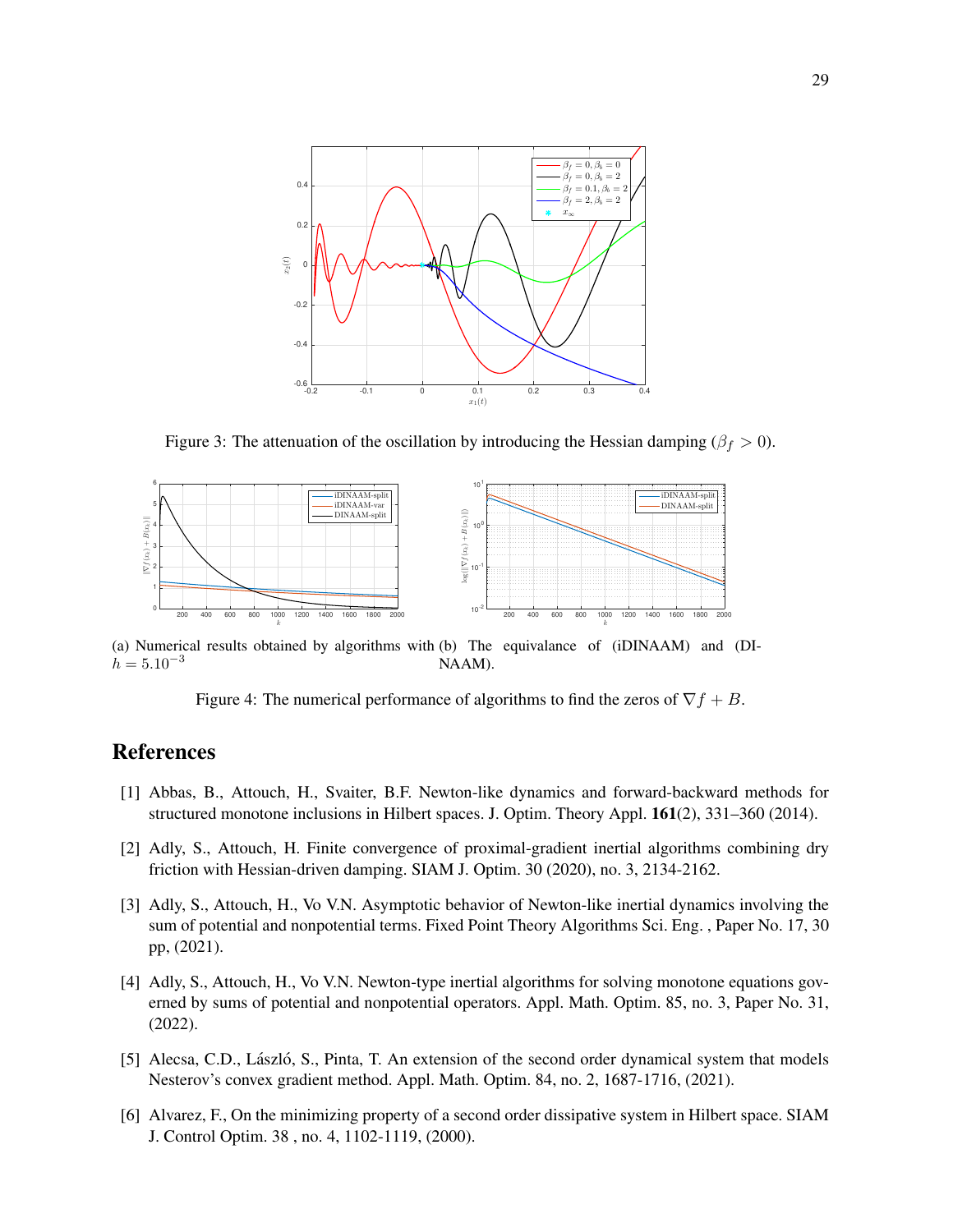Figure 3: The attenuation of the oscillation by introducing the Hessian damping ($\beta_f > 0$).

(a) Numerical results obtained by algorithms with $h = 5.10^{-3}$

(b) The equivalance of (iDINAAM) and (DINAAM).

Figure 4: The numerical performance of algorithms to find the zeros of $\nabla f + B$.

# References

[1] Abbas, B., Attouch, H., Svaiter, B.F. Newton-like dynamics and forward-backward methods for structured monotone inclusions in Hilbert spaces. J. Optim. Theory Appl. **161**(2), 331–360 (2014).

[2] Adly, S., Attouch, H. Finite convergence of proximal-gradient inertial algorithms combining dry friction with Hessian-driven damping. SIAM J. Optim. 30 (2020), no. 3, 2134-2162.

[3] Adly, S., Attouch, H., Vo V.N. Asymptotic behavior of Newton-like inertial dynamics involving the sum of potential and nonpotential terms. Fixed Point Theory Algorithms Sci. Eng. , Paper No. 17, 30 pp, (2021).

[4] Adly, S., Attouch, H., Vo V.N. Newton-type inertial algorithms for solving monotone equations governed by sums of potential and nonpotential operators. Appl. Math. Optim. 85, no. 3, Paper No. 31, (2022).

[5] Alecsa, C.D., László, S., Pinta, T. An extension of the second order dynamical system that models Nesterov's convex gradient method. Appl. Math. Optim. 84, no. 2, 1687-1716, (2021).

[6] Alvarez, F., On the minimizing property of a second order dissipative system in Hilbert space. SIAM J. Control Optim. 38 , no. 4, 1102-1119, (2000).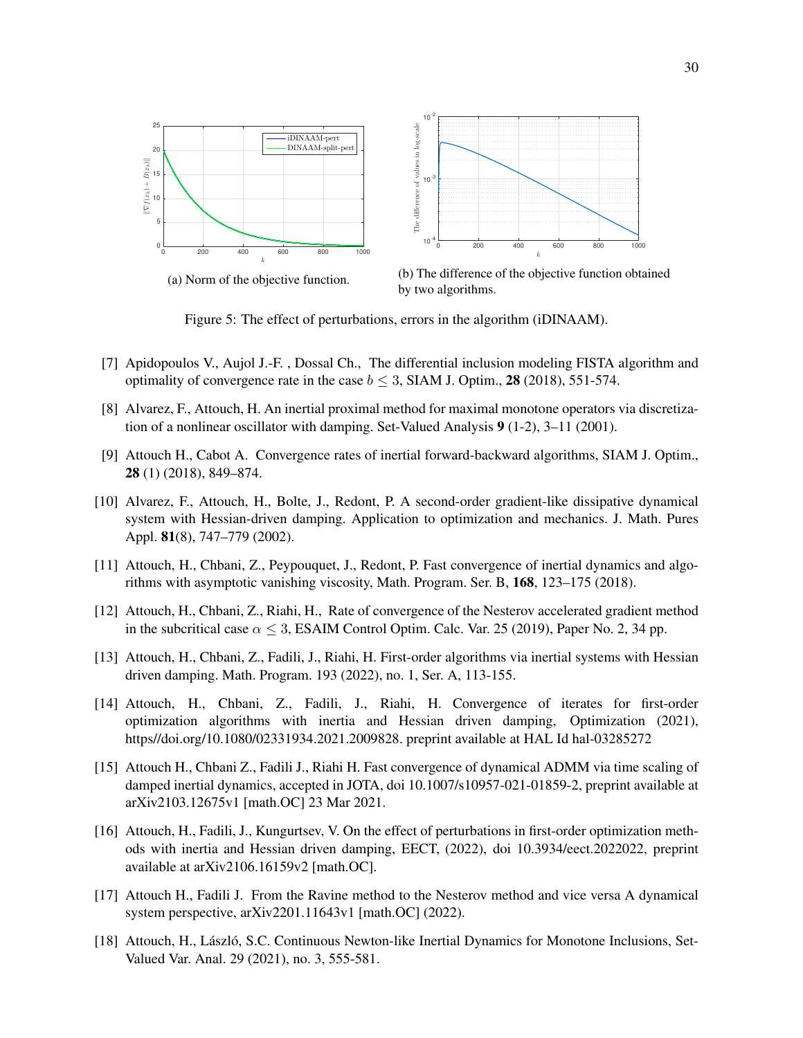(a) Norm of the objective function.

(b) The difference of the objective function obtained by two algorithms.

Figure 5: The effect of perturbations, errors in the algorithm (iDINAAM).

[7] Apidopoulos V., Aujol J.-F. , Dossal Ch., The differential inclusion modeling FISTA algorithm and optimality of convergence rate in the case $b \leq 3$, SIAM J. Optim., **28** (2018), 551-574.

[8] Alvarez, F., Attouch, H. An inertial proximal method for maximal monotone operators via discretization of a nonlinear oscillator with damping. Set-Valued Analysis **9** (1-2), 3–11 (2001).

[9] Attouch H., Cabot A. Convergence rates of inertial forward-backward algorithms, SIAM J. Optim., **28** (1) (2018), 849–874.

[10] Alvarez, F., Attouch, H., Bolte, J., Redont, P. A second-order gradient-like dissipative dynamical system with Hessian-driven damping. Application to optimization and mechanics. J. Math. Pures Appl. **81**(8), 747–779 (2002).

[11] Attouch, H., Chbani, Z., Peypouquet, J., Redont, P. Fast convergence of inertial dynamics and algorithms with asymptotic vanishing viscosity, Math. Program. Ser. B, **168**, 123–175 (2018).

[12] Attouch, H., Chbani, Z., Riahi, H., Rate of convergence of the Nesterov accelerated gradient method in the subcritical case $\alpha \leq 3$, ESAIM Control Optim. Calc. Var. 25 (2019), Paper No. 2, 34 pp.

[13] Attouch, H., Chbani, Z., Fadili, J., Riahi, H. First-order algorithms via inertial systems with Hessian driven damping. Math. Program. 193 (2022), no. 1, Ser. A, 113-155.

[14] Attouch, H., Chbani, Z., Fadili, J., Riahi, H. Convergence of iterates for first-order optimization algorithms with inertia and Hessian driven damping, Optimization (2021), https//doi.org/10.1080/02331934.2021.2009828. preprint available at HAL Id hal-03285272

[15] Attouch H., Chbani Z., Fadili J., Riahi H. Fast convergence of dynamical ADMM via time scaling of damped inertial dynamics, accepted in JOTA, doi 10.1007/s10957-021-01859-2, preprint available at arXiv2103.12675v1 [math.OC] 23 Mar 2021.

[16] Attouch, H., Fadili, J., Kungurtsev, V. On the effect of perturbations in first-order optimization methods with inertia and Hessian driven damping, EECT, (2022), doi 10.3934/eect.2022022, preprint available at arXiv2106.16159v2 [math.OC].

[17] Attouch H., Fadili J. From the Ravine method to the Nesterov method and vice versa A dynamical system perspective, arXiv2201.11643v1 [math.OC] (2022).

[18] Attouch, H., László, S.C. Continuous Newton-like Inertial Dynamics for Monotone Inclusions, Set-Valued Var. Anal. 29 (2021), no. 3, 555-581.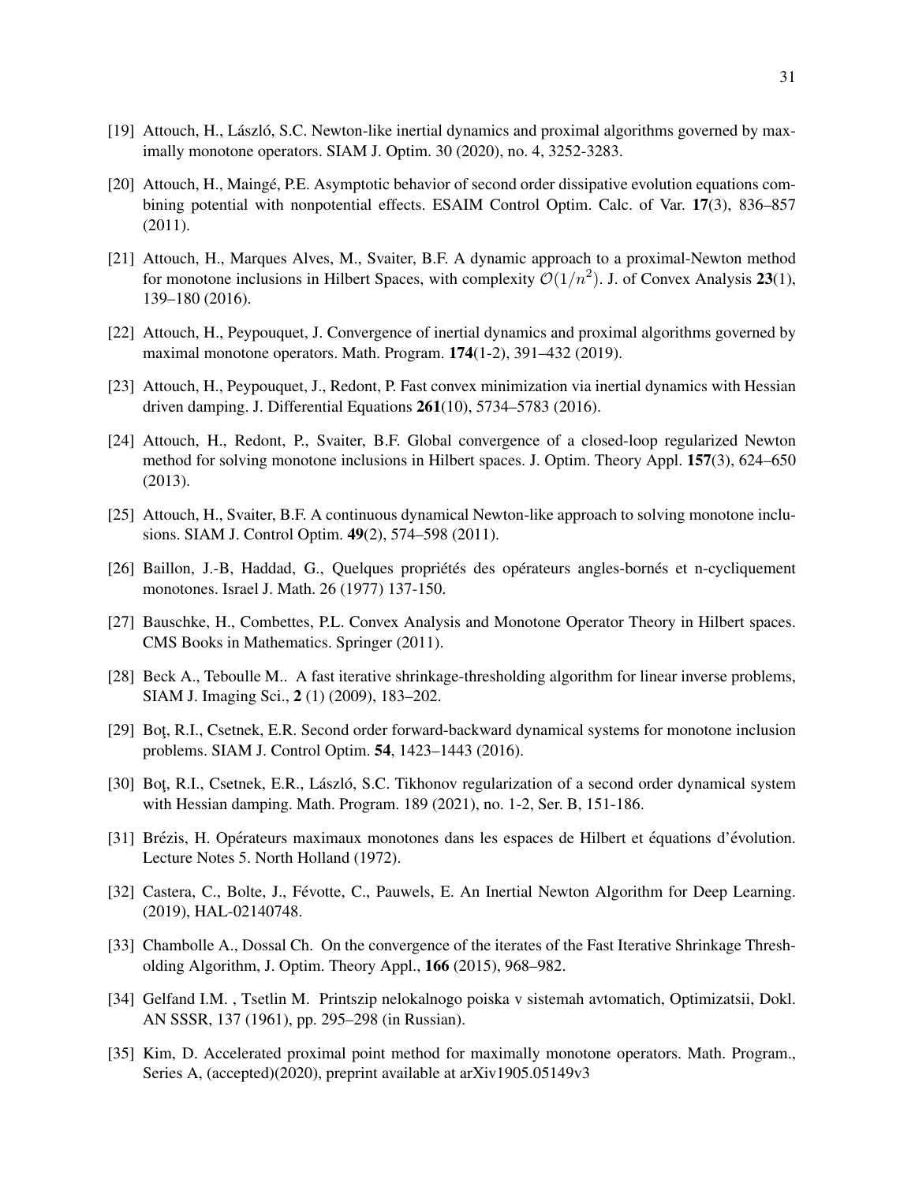[19] Attouch, H., László, S.C. Newton-like inertial dynamics and proximal algorithms governed by maximally monotone operators. SIAM J. Optim. 30 (2020), no. 4, 3252-3283.

[20] Attouch, H., Maingé, P.E. Asymptotic behavior of second order dissipative evolution equations combining potential with nonpotential effects. ESAIM Control Optim. Calc. of Var. **17**(3), 836–857 (2011).

[21] Attouch, H., Marques Alves, M., Svaiter, B.F. A dynamic approach to a proximal-Newton method for monotone inclusions in Hilbert Spaces, with complexity $\mathcal{O}(1/n^2)$. J. of Convex Analysis **23**(1), 139–180 (2016).

[22] Attouch, H., Peypouquet, J. Convergence of inertial dynamics and proximal algorithms governed by maximal monotone operators. Math. Program. **174**(1-2), 391–432 (2019).

[23] Attouch, H., Peypouquet, J., Redont, P. Fast convex minimization via inertial dynamics with Hessian driven damping. J. Differential Equations **261**(10), 5734–5783 (2016).

[24] Attouch, H., Redont, P., Svaiter, B.F. Global convergence of a closed-loop regularized Newton method for solving monotone inclusions in Hilbert spaces. J. Optim. Theory Appl. **157**(3), 624–650 (2013).

[25] Attouch, H., Svaiter, B.F. A continuous dynamical Newton-like approach to solving monotone inclusions. SIAM J. Control Optim. **49**(2), 574–598 (2011).

[26] Baillon, J.-B, Haddad, G., Quelques propriétés des opérateurs angles-bornés et n-cycliquement monotones. Israel J. Math. 26 (1977) 137-150.

[27] Bauschke, H., Combettes, P.L. Convex Analysis and Monotone Operator Theory in Hilbert spaces. CMS Books in Mathematics. Springer (2011).

[28] Beck A., Teboulle M.. A fast iterative shrinkage-thresholding algorithm for linear inverse problems, SIAM J. Imaging Sci., **2** (1) (2009), 183–202.

[29] Boţ, R.I., Csetnek, E.R. Second order forward-backward dynamical systems for monotone inclusion problems. SIAM J. Control Optim. **54**, 1423–1443 (2016).

[30] Boţ, R.I., Csetnek, E.R., László, S.C. Tikhonov regularization of a second order dynamical system with Hessian damping. Math. Program. 189 (2021), no. 1-2, Ser. B, 151-186.

[31] Brézis, H. Opérateurs maximaux monotones dans les espaces de Hilbert et équations d'évolution. Lecture Notes 5. North Holland (1972).

[32] Castera, C., Bolte, J., Févotte, C., Pauwels, E. An Inertial Newton Algorithm for Deep Learning. (2019), HAL-02140748.

[33] Chambolle A., Dossal Ch. On the convergence of the iterates of the Fast Iterative Shrinkage Thresholding Algorithm, J. Optim. Theory Appl., **166** (2015), 968–982.

[34] Gelfand I.M. , Tsetlin M. Printszip nelokalnogo poiska v sistemah avtomatich, Optimizatsii, Dokl. AN SSSR, 137 (1961), pp. 295–298 (in Russian).

[35] Kim, D. Accelerated proximal point method for maximally monotone operators. Math. Program., Series A, (accepted)(2020), preprint available at arXiv1905.05149v3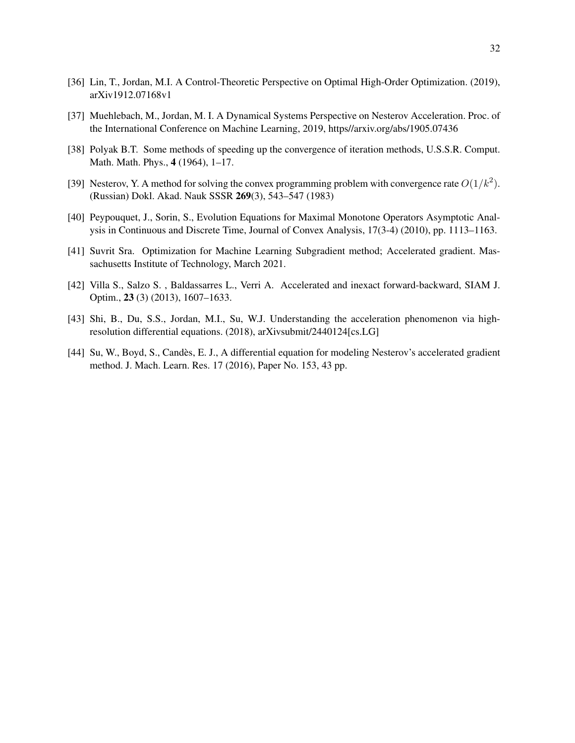[36] Lin, T., Jordan, M.I. A Control-Theoretic Perspective on Optimal High-Order Optimization. (2019), arXiv1912.07168v1

[37] Muehlebach, M., Jordan, M. I. A Dynamical Systems Perspective on Nesterov Acceleration. Proc. of the International Conference on Machine Learning, 2019, https//arxiv.org/abs/1905.07436

[38] Polyak B.T. Some methods of speeding up the convergence of iteration methods, U.S.S.R. Comput. Math. Math. Phys., **4** (1964), 1–17.

[39] Nesterov, Y. A method for solving the convex programming problem with convergence rate $O(1/k^2)$. (Russian) Dokl. Akad. Nauk SSSR **269**(3), 543–547 (1983)

[40] Peypouquet, J., Sorin, S., Evolution Equations for Maximal Monotone Operators Asymptotic Analysis in Continuous and Discrete Time, Journal of Convex Analysis, 17(3-4) (2010), pp. 1113–1163.

[41] Suvrit Sra. Optimization for Machine Learning Subgradient method; Accelerated gradient. Massachusetts Institute of Technology, March 2021.

[42] Villa S., Salzo S. , Baldassarres L., Verri A. Accelerated and inexact forward-backward, SIAM J. Optim., **23** (3) (2013), 1607–1633.

[43] Shi, B., Du, S.S., Jordan, M.I., Su, W.J. Understanding the acceleration phenomenon via high-resolution differential equations. (2018), arXivsubmit/2440124[cs.LG]

[44] Su, W., Boyd, S., Candès, E. J., A differential equation for modeling Nesterov's accelerated gradient method. J. Mach. Learn. Res. 17 (2016), Paper No. 153, 43 pp.